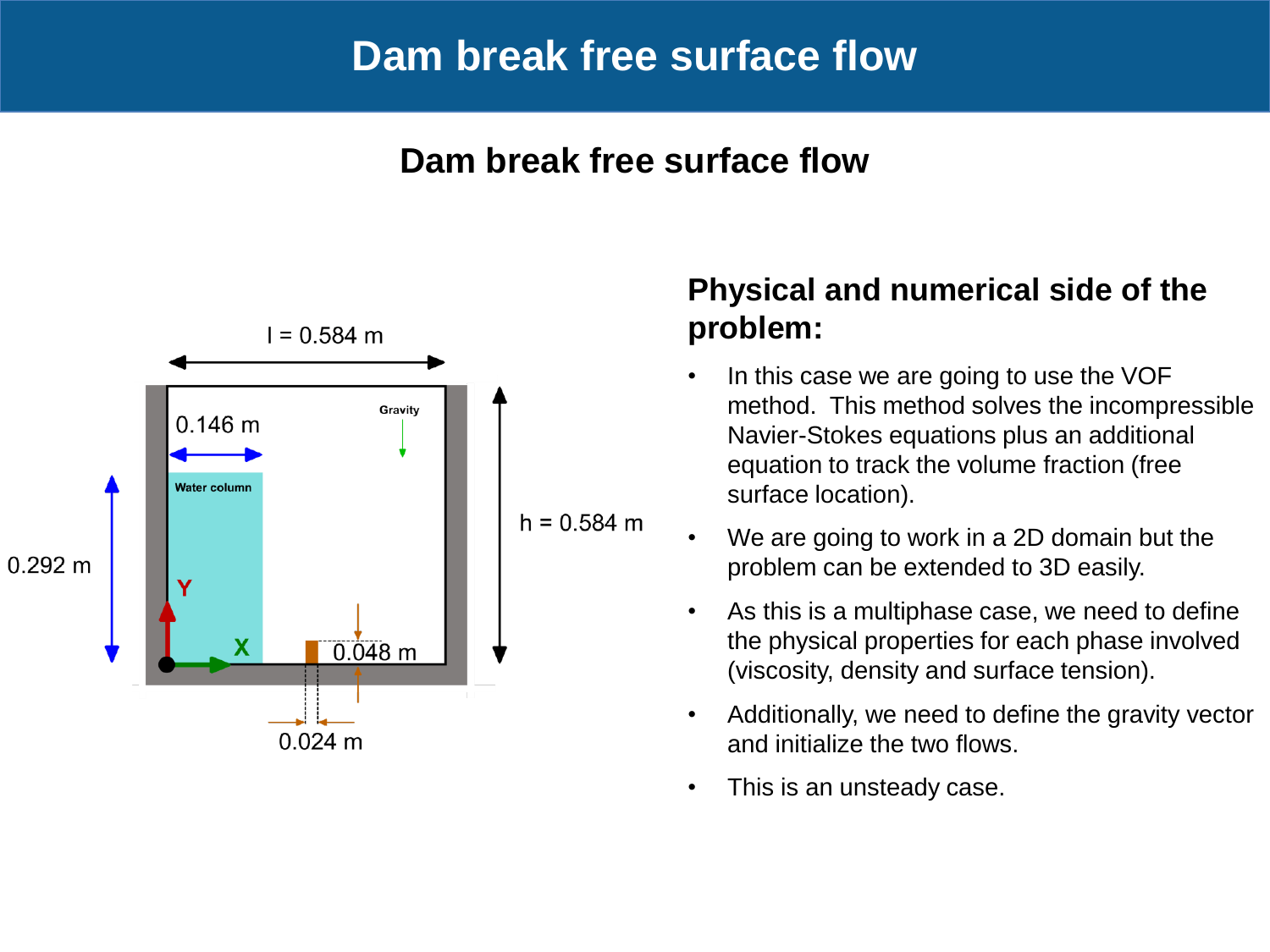# Dam break free surface flow

## Dam break free surface flow

l = 0.584 m

0.146 m

Gravity

Water column

0.292 m

h = 0.584 m

Y

X

0.048 m

0.024 m

### Physical and numerical side of the problem:

- In this case we are going to use the VOF method. This method solves the incompressible Navier-Stokes equations plus an additional equation to track the volume fraction (free surface location).
- We are going to work in a 2D domain but the problem can be extended to 3D easily.
- As this is a multiphase case, we need to define the physical properties for each phase involved (viscosity, density and surface tension).
- Additionally, we need to define the gravity vector and initialize the two flows.
- This is an unsteady case.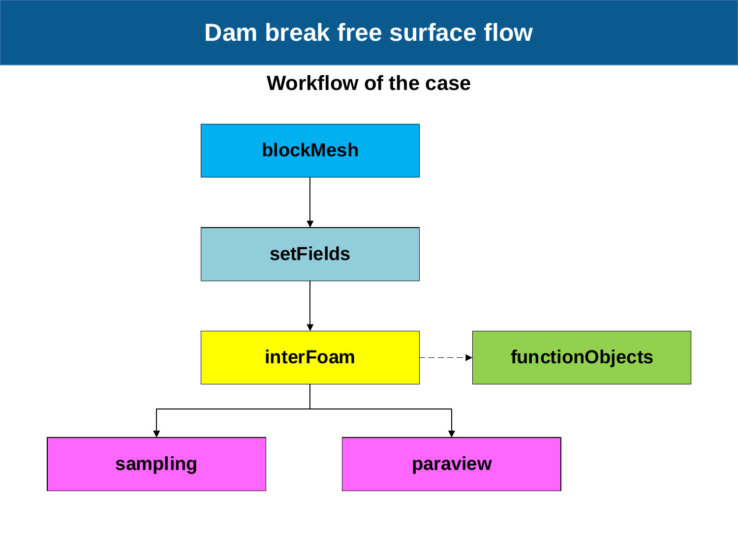# Dam break free surface flow

## Workflow of the case

- blockMesh
  - → setFields
    - → interFoam
      - - - → functionObjects
      - → sampling
      - → paraview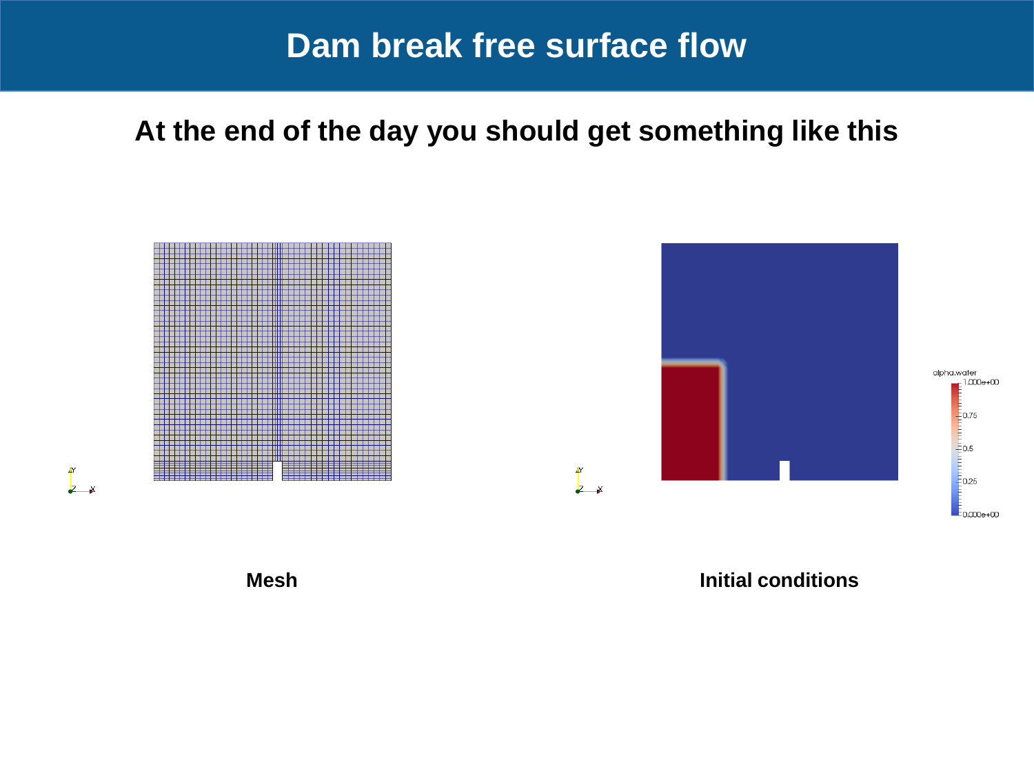# Dam break free surface flow

## At the end of the day you should get something like this

Mesh

Initial conditions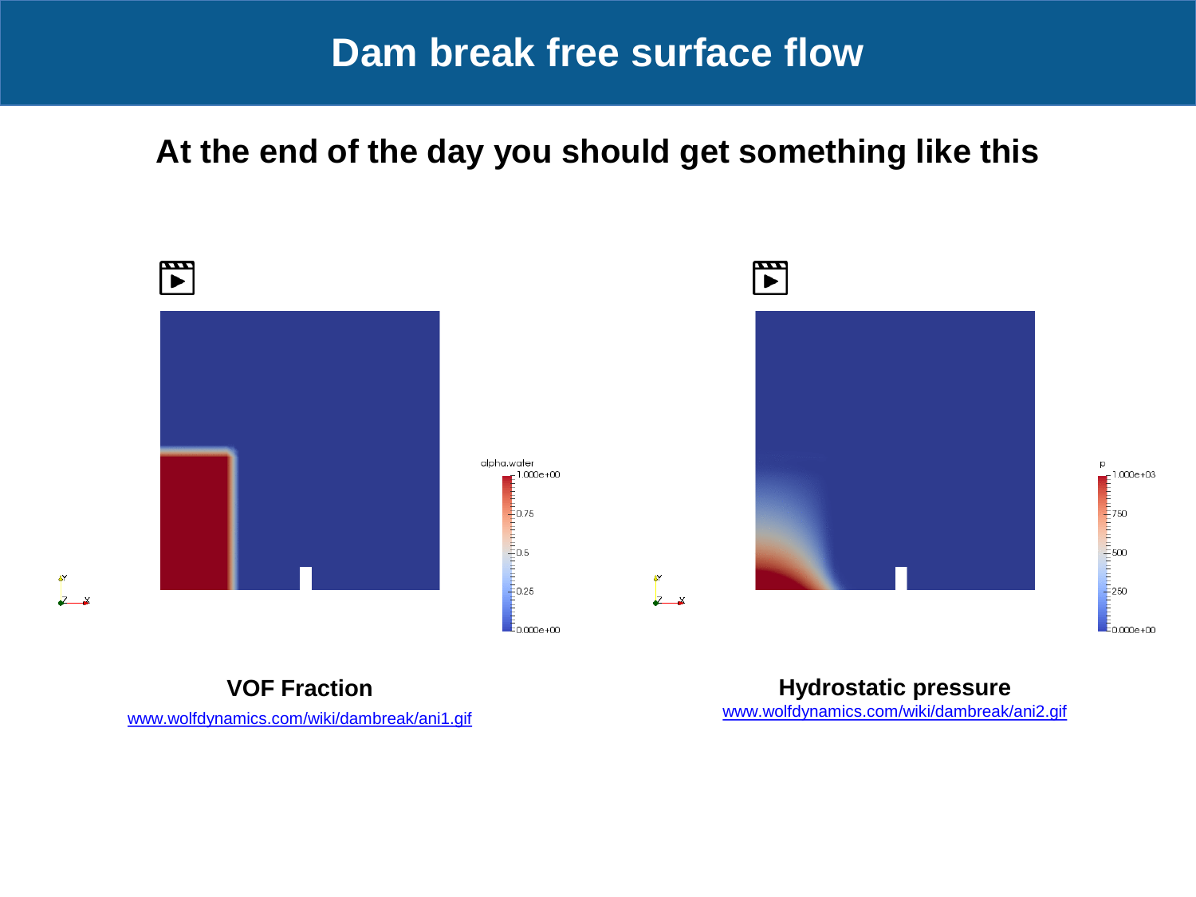# Dam break free surface flow

## At the end of the day you should get something like this

**VOF Fraction**

www.wolfdynamics.com/wiki/dambreak/ani1.gif

**Hydrostatic pressure**

www.wolfdynamics.com/wiki/dambreak/ani2.gif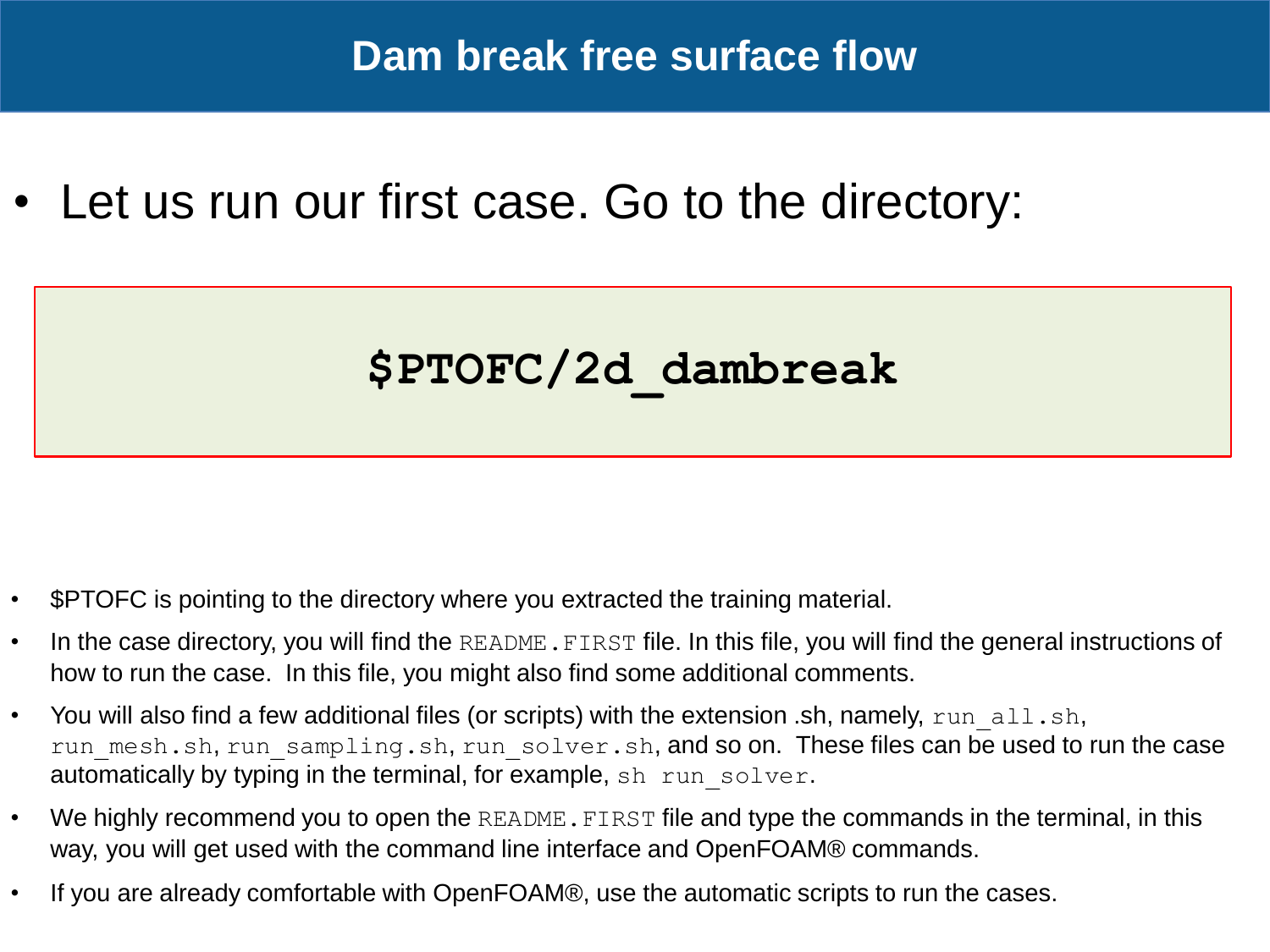# Dam break free surface flow

- Let us run our first case. Go to the directory:

```
$PTOFC/2d_dambreak
```

- $PTOFC is pointing to the directory where you extracted the training material.
- In the case directory, you will find the `README.FIRST` file. In this file, you will find the general instructions of how to run the case. In this file, you might also find some additional comments.
- You will also find a few additional files (or scripts) with the extension .sh, namely, `run_all.sh`, `run_mesh.sh`, `run_sampling.sh`, `run_solver.sh`, and so on. These files can be used to run the case automatically by typing in the terminal, for example, `sh run_solver`.
- We highly recommend you to open the `README.FIRST` file and type the commands in the terminal, in this way, you will get used with the command line interface and OpenFOAM® commands.
- If you are already comfortable with OpenFOAM®, use the automatic scripts to run the cases.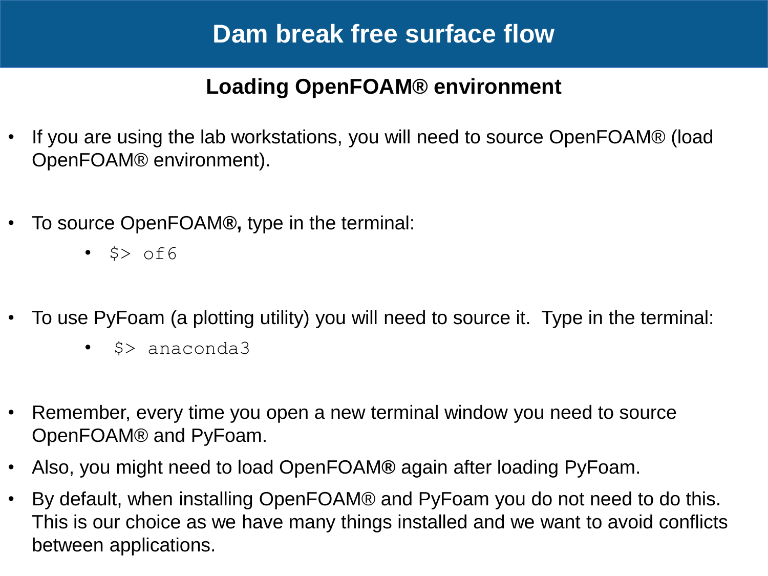# Dam break free surface flow

## Loading OpenFOAM® environment

- If you are using the lab workstations, you will need to source OpenFOAM® (load OpenFOAM® environment).

- To source OpenFOAM®, type in the terminal:
  - `$> of6`

- To use PyFoam (a plotting utility) you will need to source it. Type in the terminal:
  - `$> anaconda3`

- Remember, every time you open a new terminal window you need to source OpenFOAM® and PyFoam.
- Also, you might need to load OpenFOAM® again after loading PyFoam.
- By default, when installing OpenFOAM® and PyFoam you do not need to do this. This is our choice as we have many things installed and we want to avoid conflicts between applications.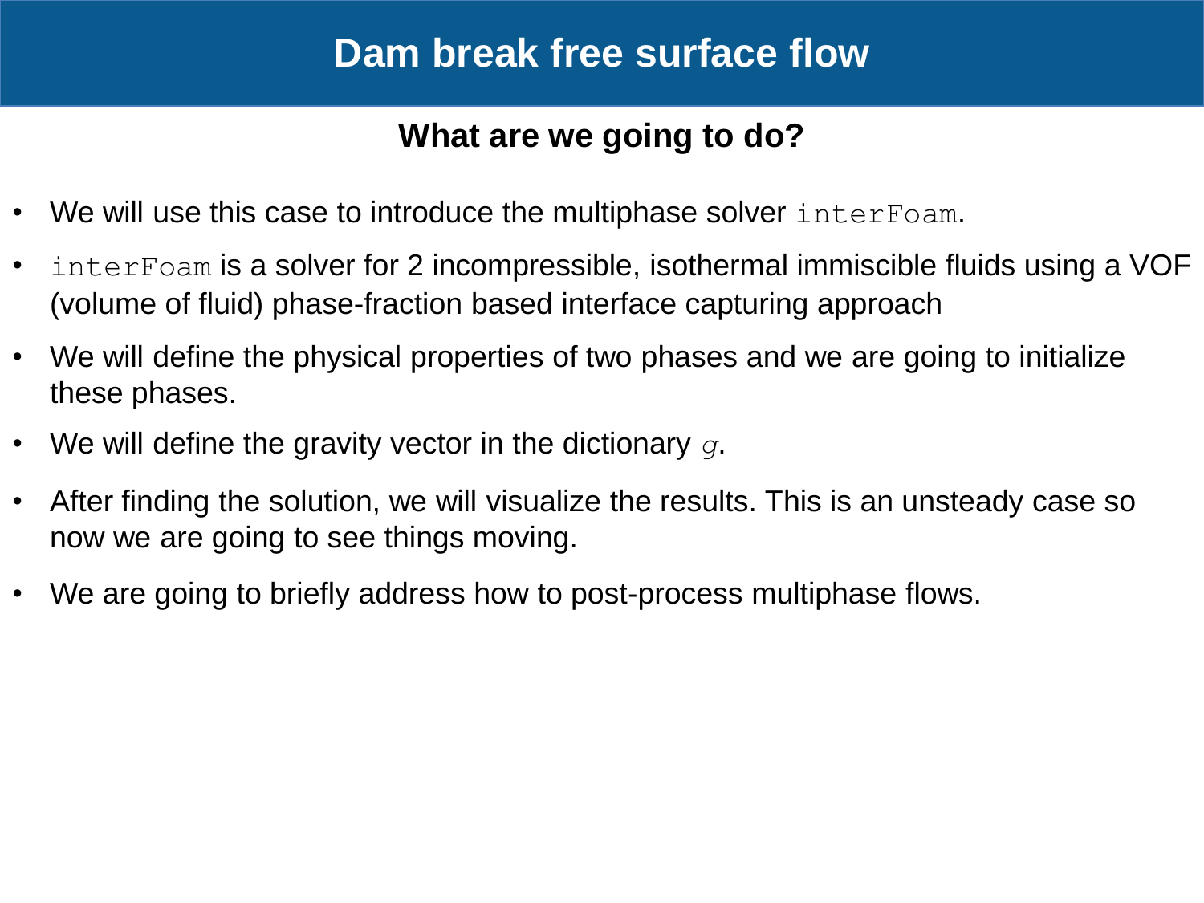# Dam break free surface flow

## What are we going to do?

- We will use this case to introduce the multiphase solver `interFoam`.
- `interFoam` is a solver for 2 incompressible, isothermal immiscible fluids using a VOF (volume of fluid) phase-fraction based interface capturing approach
- We will define the physical properties of two phases and we are going to initialize these phases.
- We will define the gravity vector in the dictionary *g*.
- After finding the solution, we will visualize the results. This is an unsteady case so now we are going to see things moving.
- We are going to briefly address how to post-process multiphase flows.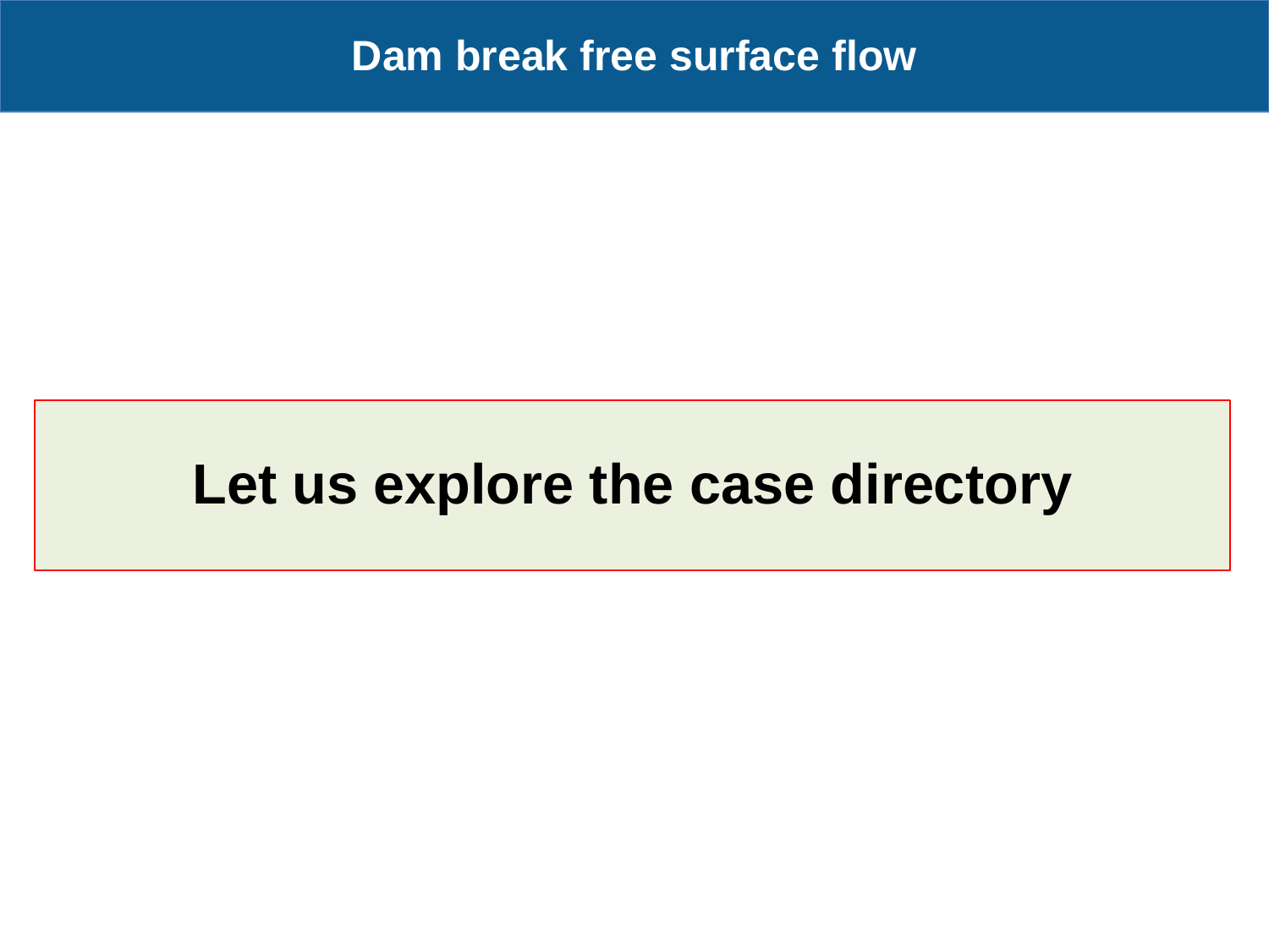# Dam break free surface flow

**Let us explore the case directory**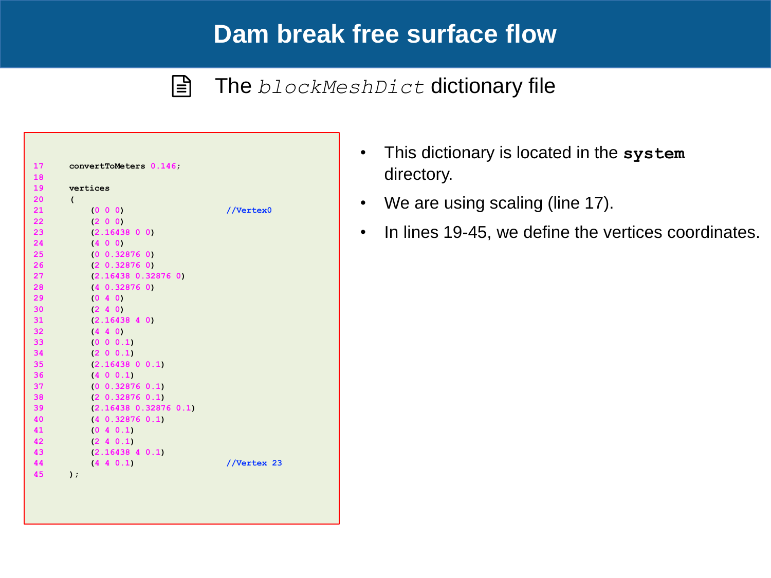# Dam break free surface flow

The *blockMeshDict* dictionary file

```
17    convertToMeters 0.146;
18
19    vertices
20    (
21        (0 0 0)                        //Vertex0
22        (2 0 0)
23        (2.16438 0 0)
24        (4 0 0)
25        (0 0.32876 0)
26        (2 0.32876 0)
27        (2.16438 0.32876 0)
28        (4 0.32876 0)
29        (0 4 0)
30        (2 4 0)
31        (2.16438 4 0)
32        (4 4 0)
33        (0 0 0.1)
34        (2 0 0.1)
35        (2.16438 0 0.1)
36        (4 0 0.1)
37        (0 0.32876 0.1)
38        (2 0.32876 0.1)
39        (2.16438 0.32876 0.1)
40        (4 0.32876 0.1)
41        (0 4 0.1)
42        (2 4 0.1)
43        (2.16438 4 0.1)
44        (4 4 0.1)                      //Vertex 23
45    );
```

- This dictionary is located in the **system** directory.
- We are using scaling (line 17).
- In lines 19-45, we define the vertices coordinates.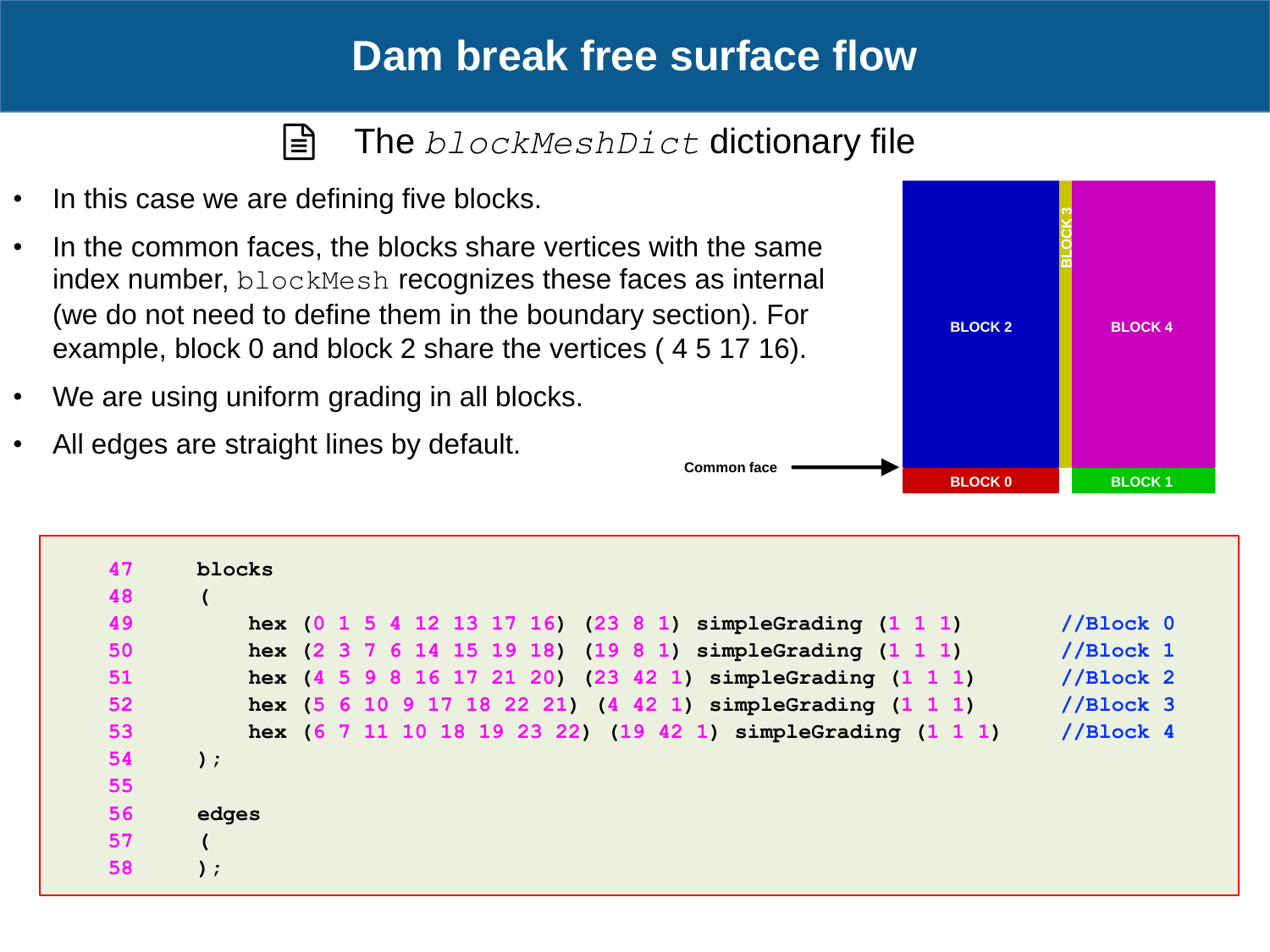# Dam break free surface flow

## The *blockMeshDict* dictionary file

- In this case we are defining five blocks.
- In the common faces, the blocks share vertices with the same index number, `blockMesh` recognizes these faces as internal (we do not need to define them in the boundary section). For example, block 0 and block 2 share the vertices ( 4 5 17 16).
- We are using uniform grading in all blocks.
- All edges are straight lines by default.

BLOCK 2 | BLOCK 3 | BLOCK 4

BLOCK 0 | BLOCK 1

Common face

```
47    blocks
48    (
49        hex (0 1 5 4 12 13 17 16) (23 8 1) simpleGrading (1 1 1)        //Block 0
50        hex (2 3 7 6 14 15 19 18) (19 8 1) simpleGrading (1 1 1)        //Block 1
51        hex (4 5 9 8 16 17 21 20) (23 42 1) simpleGrading (1 1 1)       //Block 2
52        hex (5 6 10 9 17 18 22 21) (4 42 1) simpleGrading (1 1 1)       //Block 3
53        hex (6 7 11 10 18 19 23 22) (19 42 1) simpleGrading (1 1 1)     //Block 4
54    );
55
56    edges
57    (
58    );
```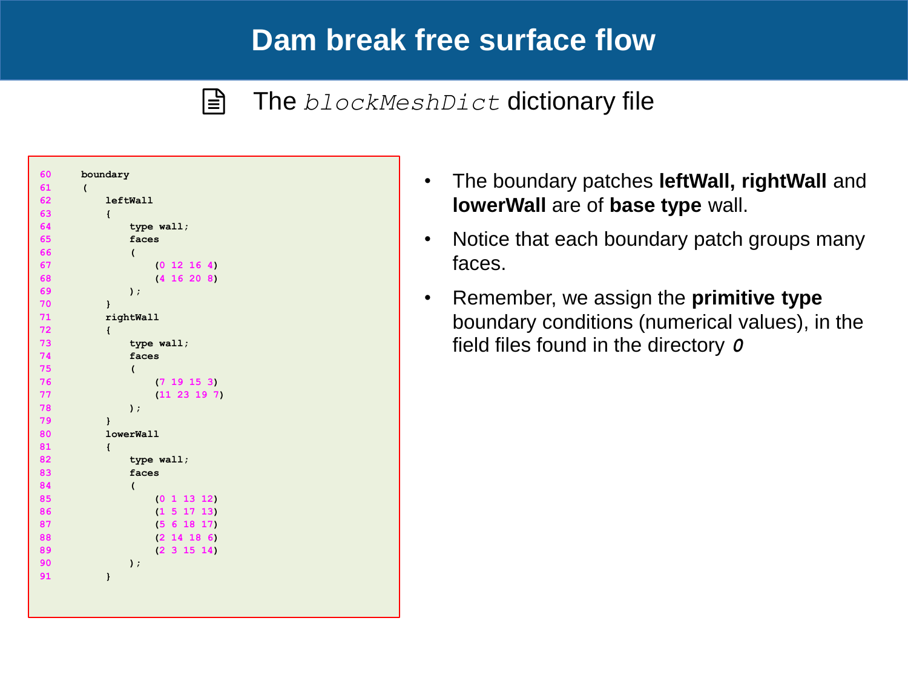# Dam break free surface flow

The *blockMeshDict* dictionary file

```
60    boundary
61    (
62        leftWall
63        {
64            type wall;
65            faces
66            (
67                (0 12 16 4)
68                (4 16 20 8)
69            );
70        }
71        rightWall
72        {
73            type wall;
74            faces
75            (
76                (7 19 15 3)
77                (11 23 19 7)
78            );
79        }
80        lowerWall
81        {
82            type wall;
83            faces
84            (
85                (0 1 13 12)
86                (1 5 17 13)
87                (5 6 18 17)
88                (2 14 18 6)
89                (2 3 15 14)
90            );
91        }
```

- The boundary patches **leftWall, rightWall** and **lowerWall** are of **base type** wall.
- Notice that each boundary patch groups many faces.
- Remember, we assign the **primitive type** boundary conditions (numerical values), in the field files found in the directory ***0***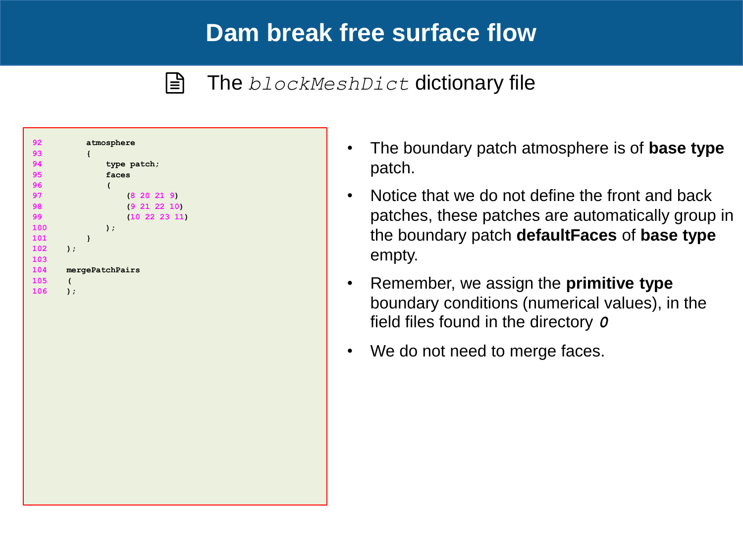# Dam break free surface flow

## The *blockMeshDict* dictionary file

```
92          atmosphere
93          {
94              type patch;
95              faces
96              (
97                  (8 20 21 9)
98                  (9 21 22 10)
99                  (10 22 23 11)
100             );
101         }
102     );
103
104     mergePatchPairs
105     (
106     );
```

- The boundary patch atmosphere is of **base type** patch.
- Notice that we do not define the front and back patches, these patches are automatically group in the boundary patch **defaultFaces** of **base type** empty.
- Remember, we assign the **primitive type** boundary conditions (numerical values), in the field files found in the directory ***0***
- We do not need to merge faces.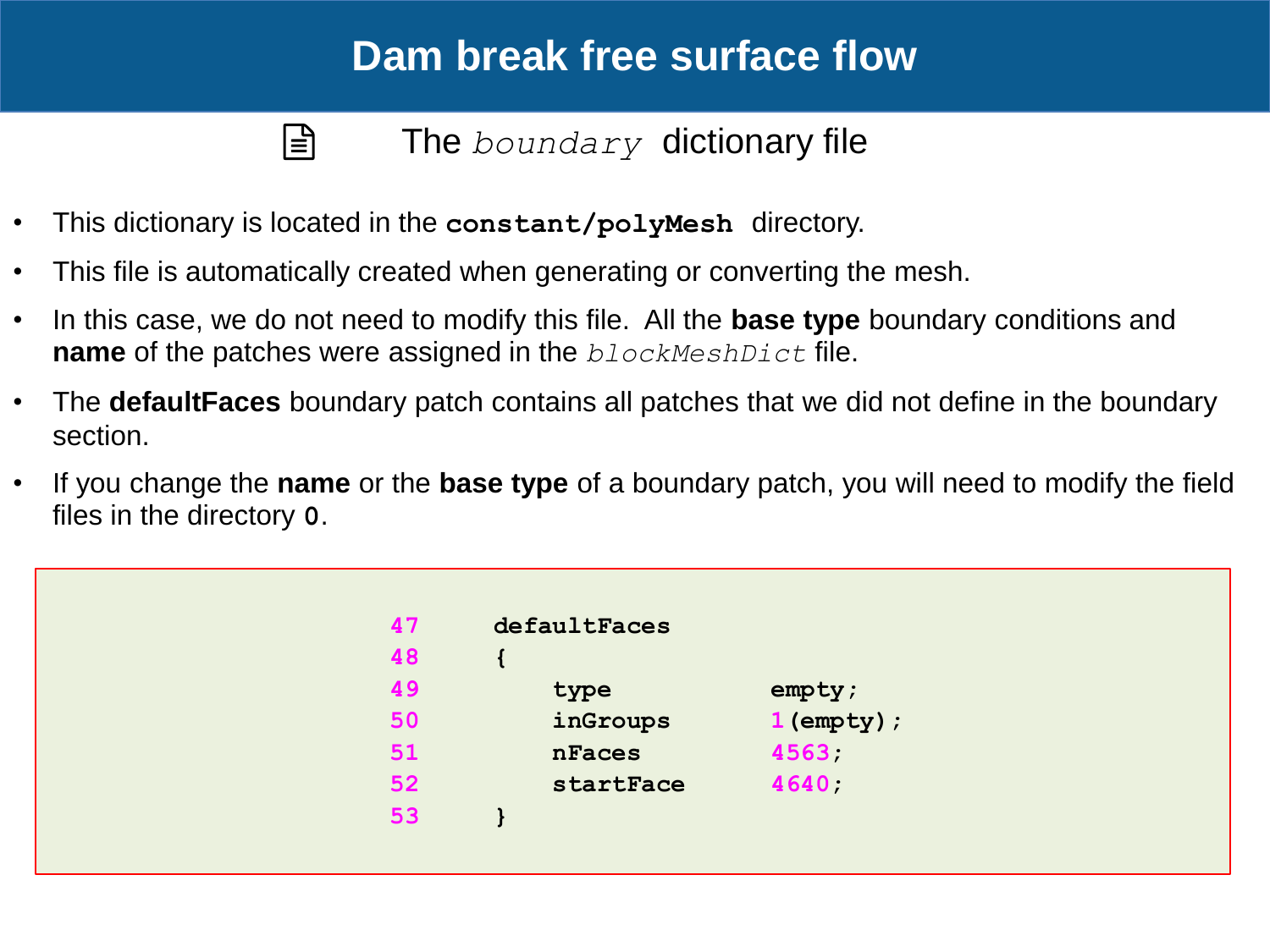# Dam break free surface flow

## The *boundary* dictionary file

- This dictionary is located in the **`constant/polyMesh`** directory.
- This file is automatically created when generating or converting the mesh.
- In this case, we do not need to modify this file. All the **base type** boundary conditions and **name** of the patches were assigned in the *blockMeshDict* file.
- The **defaultFaces** boundary patch contains all patches that we did not define in the boundary section.
- If you change the **name** or the **base type** of a boundary patch, you will need to modify the field files in the directory **`0`**.

```
47      defaultFaces
48      {
49          type            empty;
50          inGroups        1(empty);
51          nFaces          4563;
52          startFace       4640;
53      }
```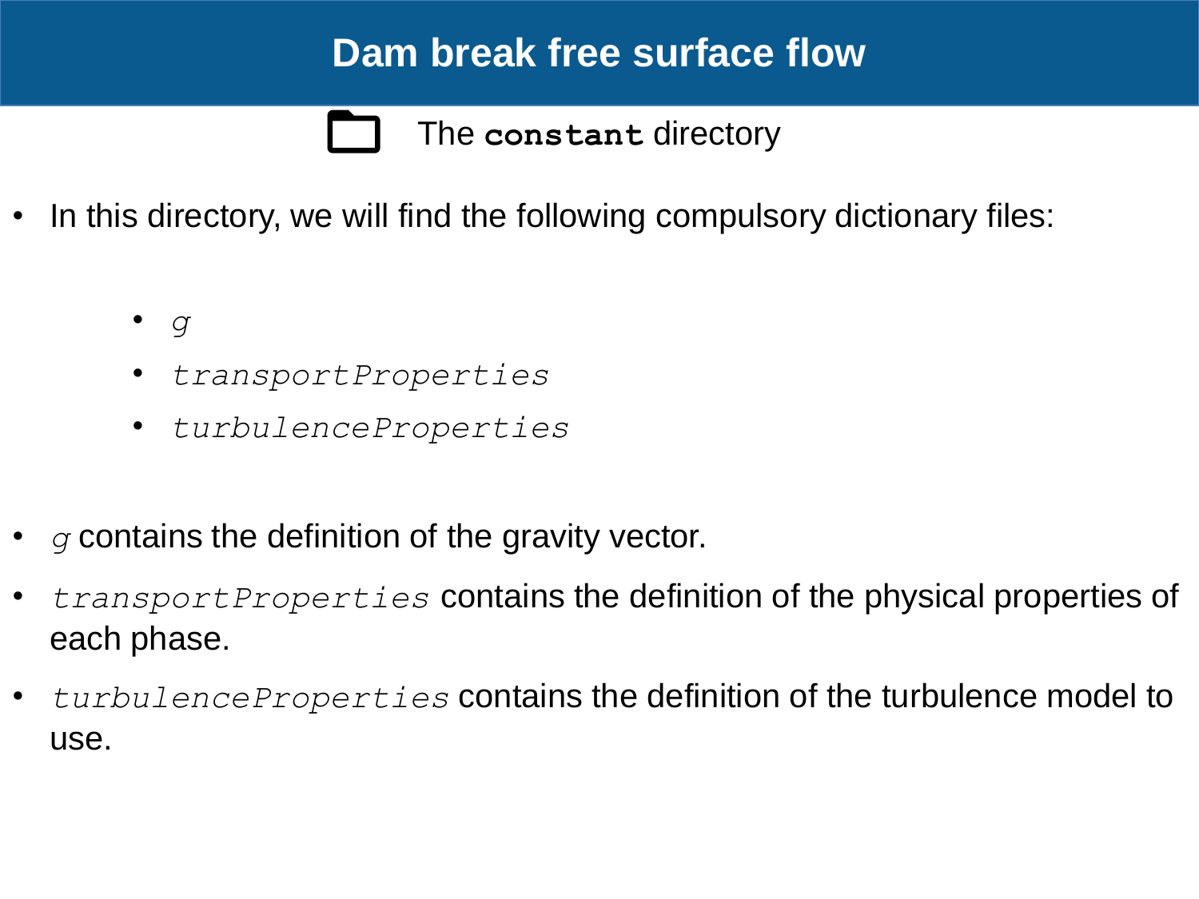# Dam break free surface flow

## The **`constant`** directory

- In this directory, we will find the following compulsory dictionary files:

  - *g*
  - *transportProperties*
  - *turbulenceProperties*

- *g* contains the definition of the gravity vector.
- *transportProperties* contains the definition of the physical properties of each phase.
- *turbulenceProperties* contains the definition of the turbulence model to use.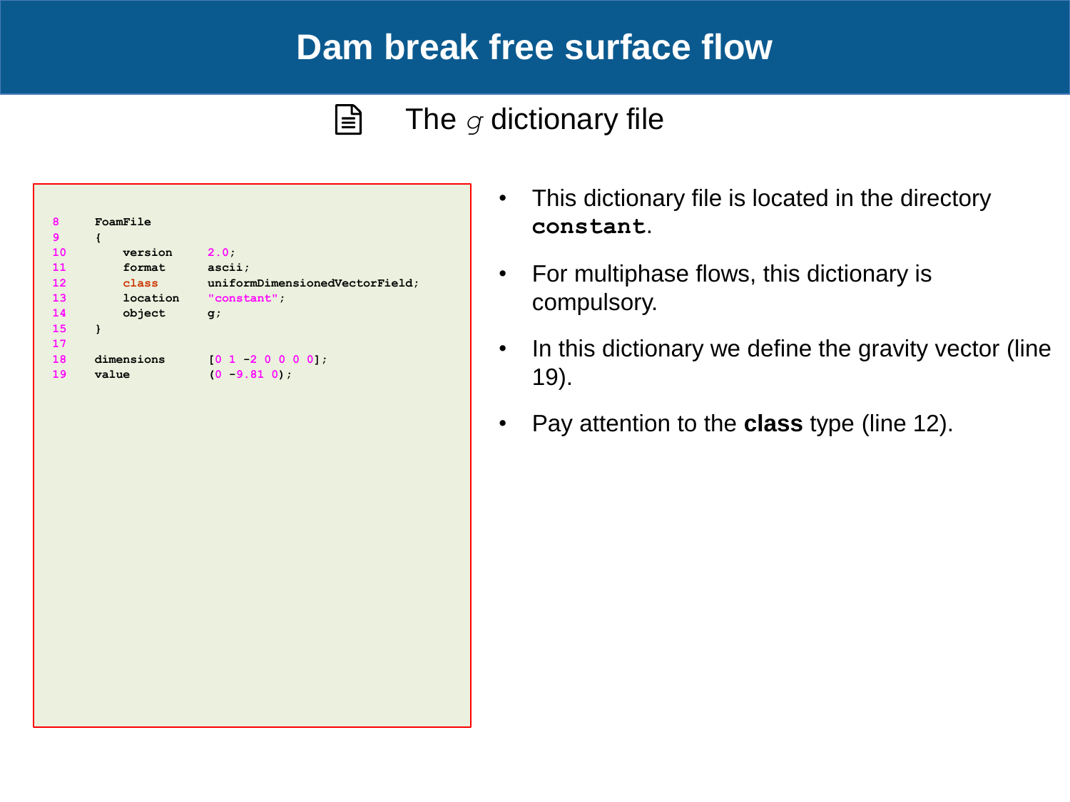# Dam break free surface flow

## The $g$ dictionary file

```
8     FoamFile
9     {
10        version     2.0;
11        format      ascii;
12        class       uniformDimensionedVectorField;
13        location    "constant";
14        object      g;
15    }
17
18    dimensions      [0 1 -2 0 0 0 0];
19    value           (0 -9.81 0);
```

- This dictionary file is located in the directory **`constant`**.
- For multiphase flows, this dictionary is compulsory.
- In this dictionary we define the gravity vector (line 19).
- Pay attention to the **class** type (line 12).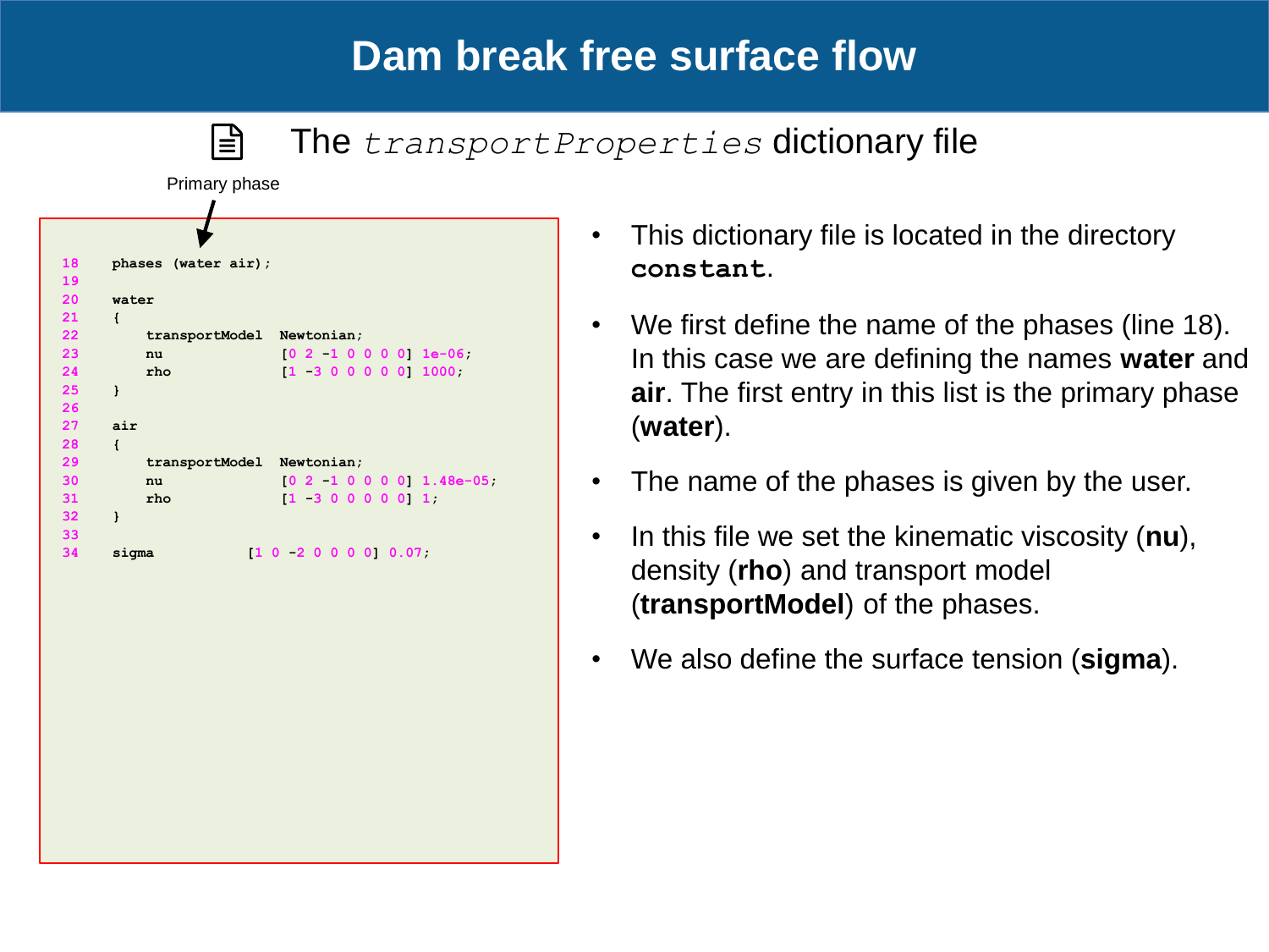# Dam break free surface flow

## The *transportProperties* dictionary file

Primary phase

```
18    phases (water air);
19
20    water
21    {
22        transportModel  Newtonian;
23        nu              [0 2 -1 0 0 0 0] 1e-06;
24        rho             [1 -3 0 0 0 0 0] 1000;
25    }
26
27    air
28    {
29        transportModel  Newtonian;
30        nu              [0 2 -1 0 0 0 0] 1.48e-05;
31        rho             [1 -3 0 0 0 0 0] 1;
32    }
33
34    sigma           [1 0 -2 0 0 0 0] 0.07;
```

- This dictionary file is located in the directory **`constant`**.
- We first define the name of the phases (line 18). In this case we are defining the names **water** and **air**. The first entry in this list is the primary phase (**water**).
- The name of the phases is given by the user.
- In this file we set the kinematic viscosity (**nu**), density (**rho**) and transport model (**transportModel**) of the phases.
- We also define the surface tension (**sigma**).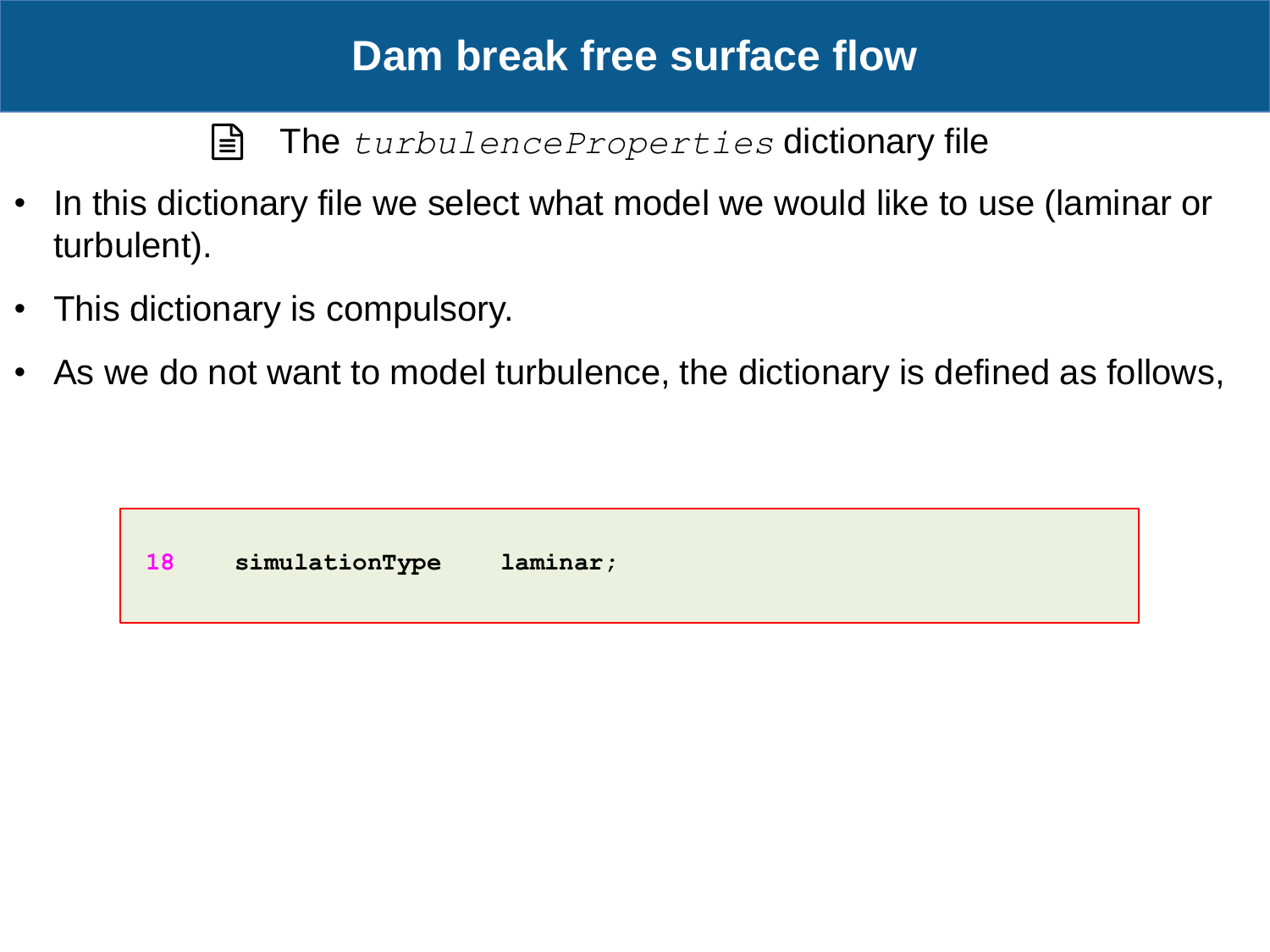# Dam break free surface flow

The *turbulenceProperties* dictionary file

- In this dictionary file we select what model we would like to use (laminar or turbulent).
- This dictionary is compulsory.
- As we do not want to model turbulence, the dictionary is defined as follows,

```
18    simulationType    laminar;
```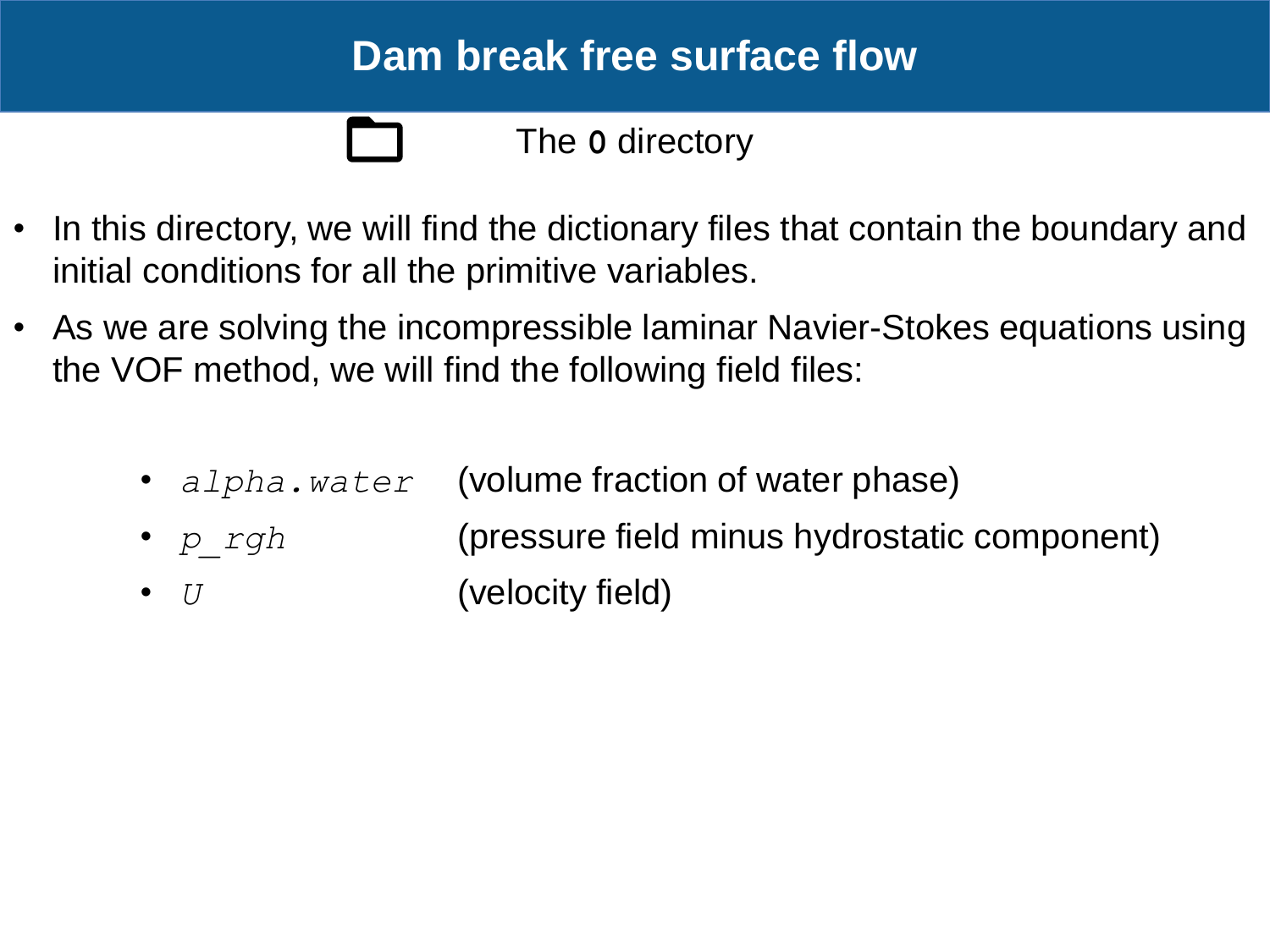# Dam break free surface flow

## The **0** directory

- In this directory, we will find the dictionary files that contain the boundary and initial conditions for all the primitive variables.
- As we are solving the incompressible laminar Navier-Stokes equations using the VOF method, we will find the following field files:

  - *alpha.water* (volume fraction of water phase)
  - *p_rgh* (pressure field minus hydrostatic component)
  - *U* (velocity field)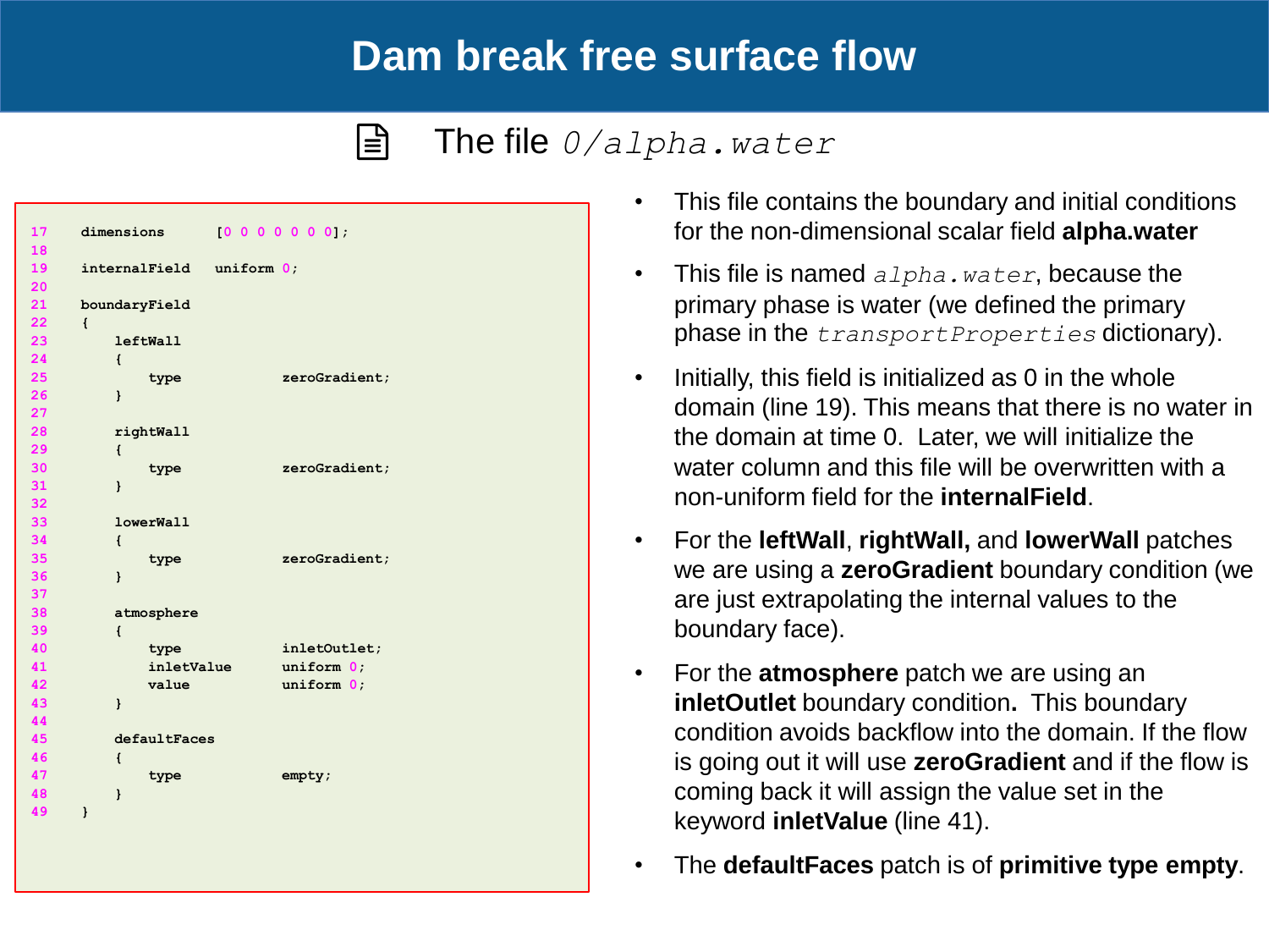# Dam break free surface flow

The file *0/alpha.water*

```
17    dimensions      [0 0 0 0 0 0 0];
18
19    internalField   uniform 0;
20
21    boundaryField
22    {
23        leftWall
24        {
25            type            zeroGradient;
26        }
27
28        rightWall
29        {
30            type            zeroGradient;
31        }
32
33        lowerWall
34        {
35            type            zeroGradient;
36        }
37
38        atmosphere
39        {
40            type            inletOutlet;
41            inletValue      uniform 0;
42            value           uniform 0;
43        }
44
45        defaultFaces
46        {
47            type            empty;
48        }
49    }
```

- This file contains the boundary and initial conditions for the non-dimensional scalar field **alpha.water**
- This file is named `alpha.water`, because the primary phase is water (we defined the primary phase in the `transportProperties` dictionary).
- Initially, this field is initialized as 0 in the whole domain (line 19). This means that there is no water in the domain at time 0. Later, we will initialize the water column and this file will be overwritten with a non-uniform field for the **internalField**.
- For the **leftWall**, **rightWall,** and **lowerWall** patches we are using a **zeroGradient** boundary condition (we are just extrapolating the internal values to the boundary face).
- For the **atmosphere** patch we are using an **inletOutlet** boundary condition**.** This boundary condition avoids backflow into the domain. If the flow is going out it will use **zeroGradient** and if the flow is coming back it will assign the value set in the keyword **inletValue** (line 41).
- The **defaultFaces** patch is of **primitive type empty**.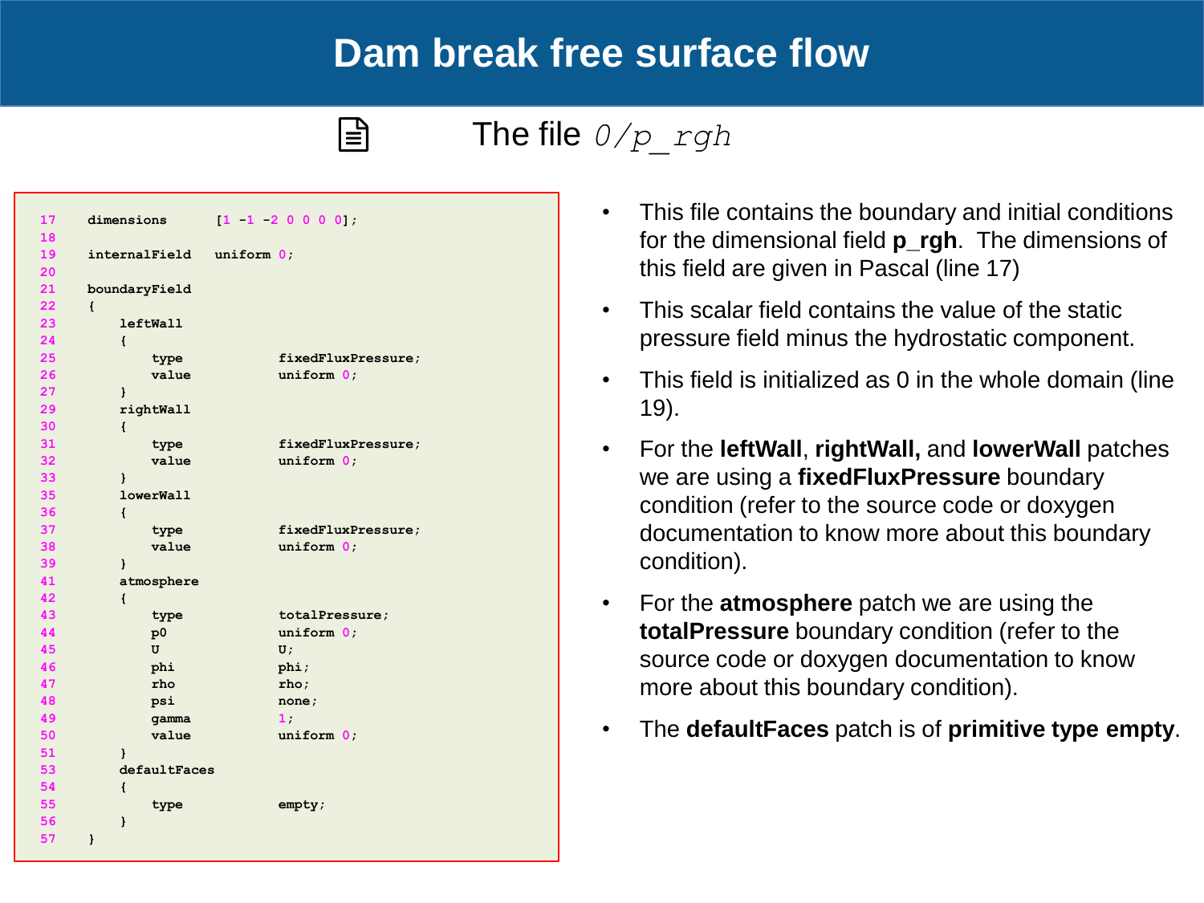# Dam break free surface flow

## The file *0/p_rgh*

```
17    dimensions      [1 -1 -2 0 0 0 0];
18
19    internalField   uniform 0;
20
21    boundaryField
22    {
23        leftWall
24        {
25            type            fixedFluxPressure;
26            value           uniform 0;
27        }
29        rightWall
30        {
31            type            fixedFluxPressure;
32            value           uniform 0;
33        }
35        lowerWall
36        {
37            type            fixedFluxPressure;
38            value           uniform 0;
39        }
41        atmosphere
42        {
43            type            totalPressure;
44            p0              uniform 0;
45            U               U;
46            phi             phi;
47            rho             rho;
48            psi             none;
49            gamma           1;
50            value           uniform 0;
51        }
53        defaultFaces
54        {
55            type            empty;
56        }
57    }
```

- This file contains the boundary and initial conditions for the dimensional field **p_rgh**. The dimensions of this field are given in Pascal (line 17)
- This scalar field contains the value of the static pressure field minus the hydrostatic component.
- This field is initialized as 0 in the whole domain (line 19).
- For the **leftWall**, **rightWall,** and **lowerWall** patches we are using a **fixedFluxPressure** boundary condition (refer to the source code or doxygen documentation to know more about this boundary condition).
- For the **atmosphere** patch we are using the **totalPressure** boundary condition (refer to the source code or doxygen documentation to know more about this boundary condition).
- The **defaultFaces** patch is of **primitive type empty**.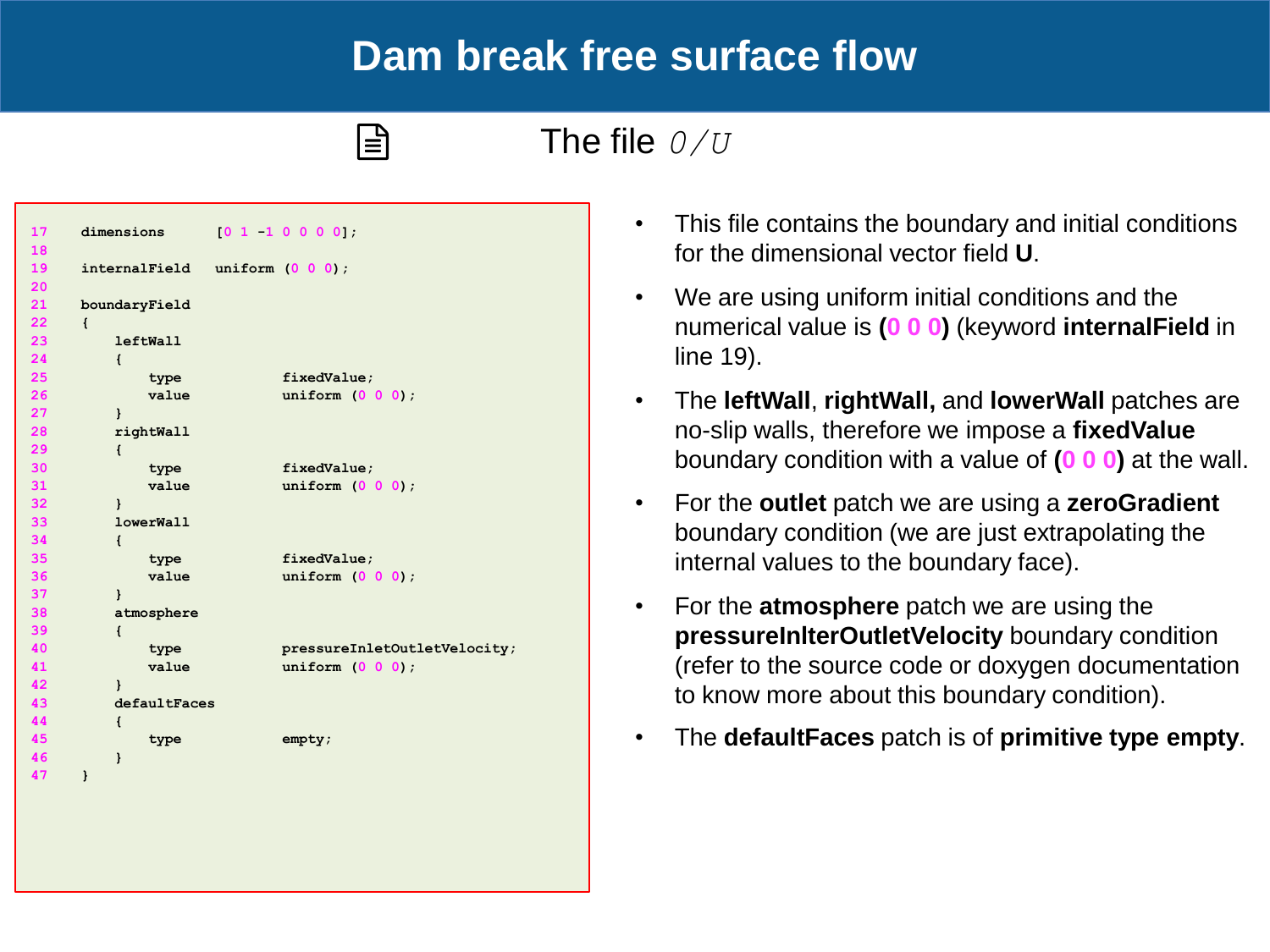# Dam break free surface flow

## The file *0/U*

```
17    dimensions      [0 1 -1 0 0 0 0];
18
19    internalField   uniform (0 0 0);
20
21    boundaryField
22    {
23        leftWall
24        {
25            type            fixedValue;
26            value           uniform (0 0 0);
27        }
28        rightWall
29        {
30            type            fixedValue;
31            value           uniform (0 0 0);
32        }
33        lowerWall
34        {
35            type            fixedValue;
36            value           uniform (0 0 0);
37        }
38        atmosphere
39        {
40            type            pressureInletOutletVelocity;
41            value           uniform (0 0 0);
42        }
43        defaultFaces
44        {
45            type            empty;
46        }
47    }
```

- This file contains the boundary and initial conditions for the dimensional vector field **U**.
- We are using uniform initial conditions and the numerical value is **(0 0 0)** (keyword **internalField** in line 19).
- The **leftWall**, **rightWall,** and **lowerWall** patches are no-slip walls, therefore we impose a **fixedValue** boundary condition with a value of **(0 0 0)** at the wall.
- For the **outlet** patch we are using a **zeroGradient** boundary condition (we are just extrapolating the internal values to the boundary face).
- For the **atmosphere** patch we are using the **pressureInlterOutletVelocity** boundary condition (refer to the source code or doxygen documentation to know more about this boundary condition).
- The **defaultFaces** patch is of **primitive type empty**.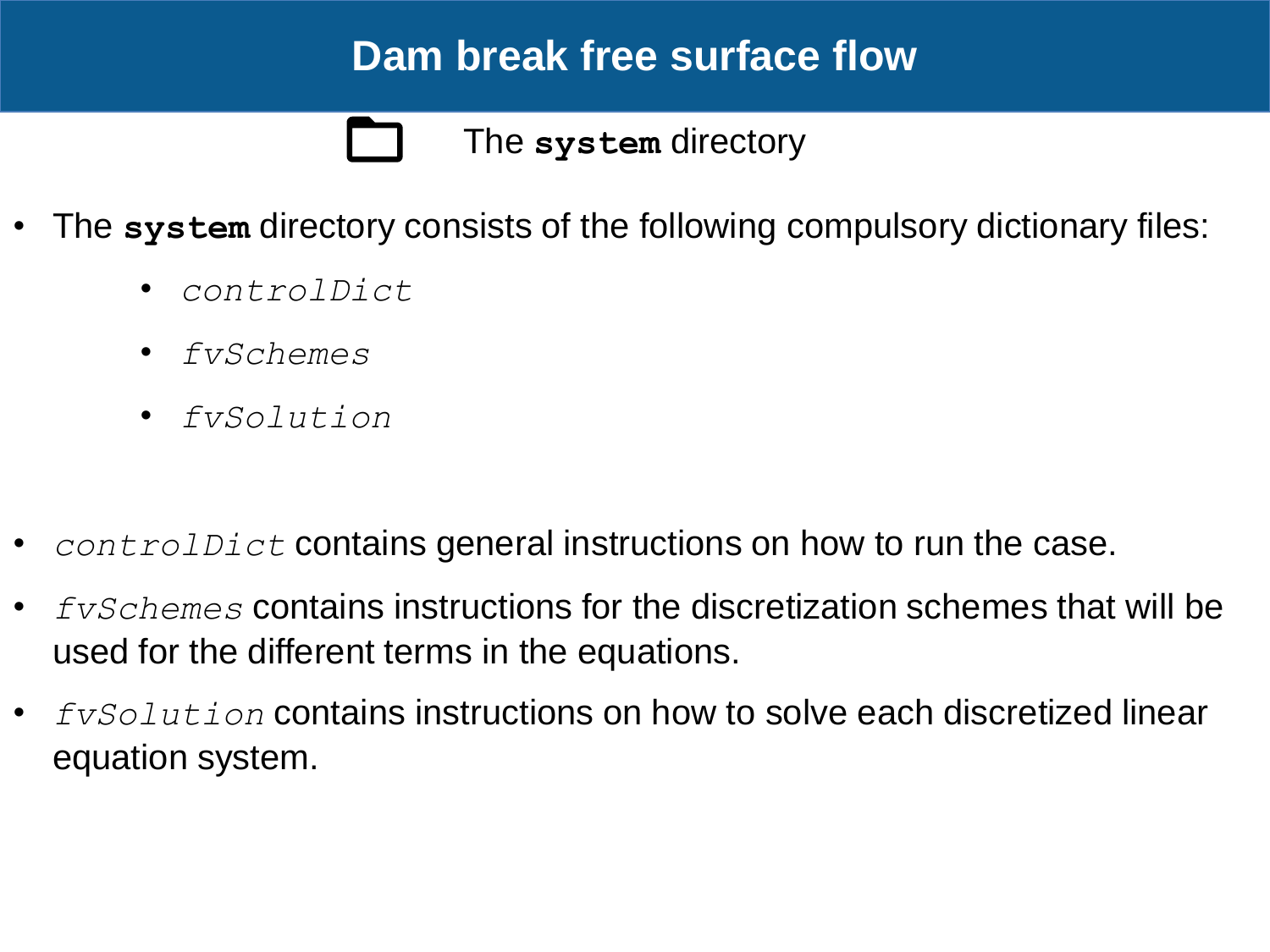# Dam break free surface flow

## The **system** directory

- The **system** directory consists of the following compulsory dictionary files:
  - *controlDict*
  - *fvSchemes*
  - *fvSolution*

- *controlDict* contains general instructions on how to run the case.
- *fvSchemes* contains instructions for the discretization schemes that will be used for the different terms in the equations.
- *fvSolution* contains instructions on how to solve each discretized linear equation system.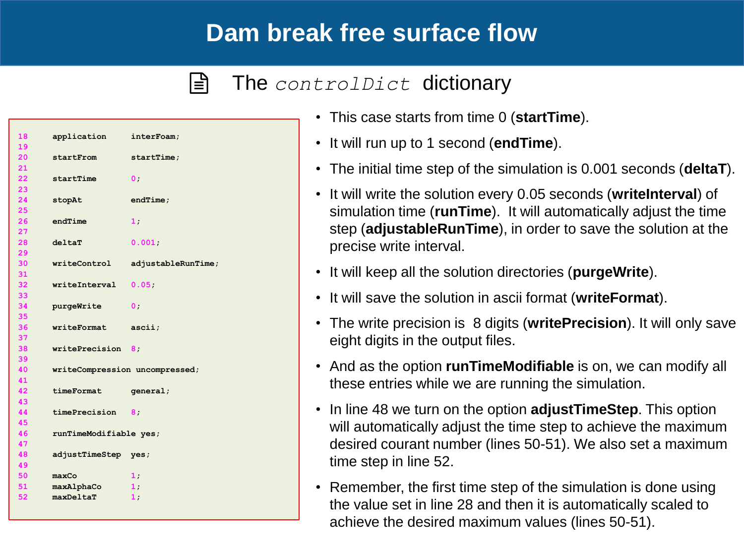# Dam break free surface flow

## The *controlDict* dictionary

```
18    application     interFoam;
19
20    startFrom       startTime;
21
22    startTime       0;
23
24    stopAt          endTime;
25
26    endTime         1;
27
28    deltaT          0.001;
29
30    writeControl    adjustableRunTime;
31
32    writeInterval   0.05;
33
34    purgeWrite      0;
35
36    writeFormat     ascii;
37
38    writePrecision  8;
39
40    writeCompression uncompressed;
41
42    timeFormat      general;
43
44    timePrecision   8;
45
46    runTimeModifiable yes;
47
48    adjustTimeStep  yes;
49
50    maxCo           1;
51    maxAlphaCo      1;
52    maxDeltaT       1;
```

- This case starts from time 0 (**startTime**).
- It will run up to 1 second (**endTime**).
- The initial time step of the simulation is 0.001 seconds (**deltaT**).
- It will write the solution every 0.05 seconds (**writeInterval**) of simulation time (**runTime**). It will automatically adjust the time step (**adjustableRunTime**), in order to save the solution at the precise write interval.
- It will keep all the solution directories (**purgeWrite**).
- It will save the solution in ascii format (**writeFormat**).
- The write precision is 8 digits (**writePrecision**). It will only save eight digits in the output files.
- And as the option **runTimeModifiable** is on, we can modify all these entries while we are running the simulation.
- In line 48 we turn on the option **adjustTimeStep**. This option will automatically adjust the time step to achieve the maximum desired courant number (lines 50-51). We also set a maximum time step in line 52.
- Remember, the first time step of the simulation is done using the value set in line 28 and then it is automatically scaled to achieve the desired maximum values (lines 50-51).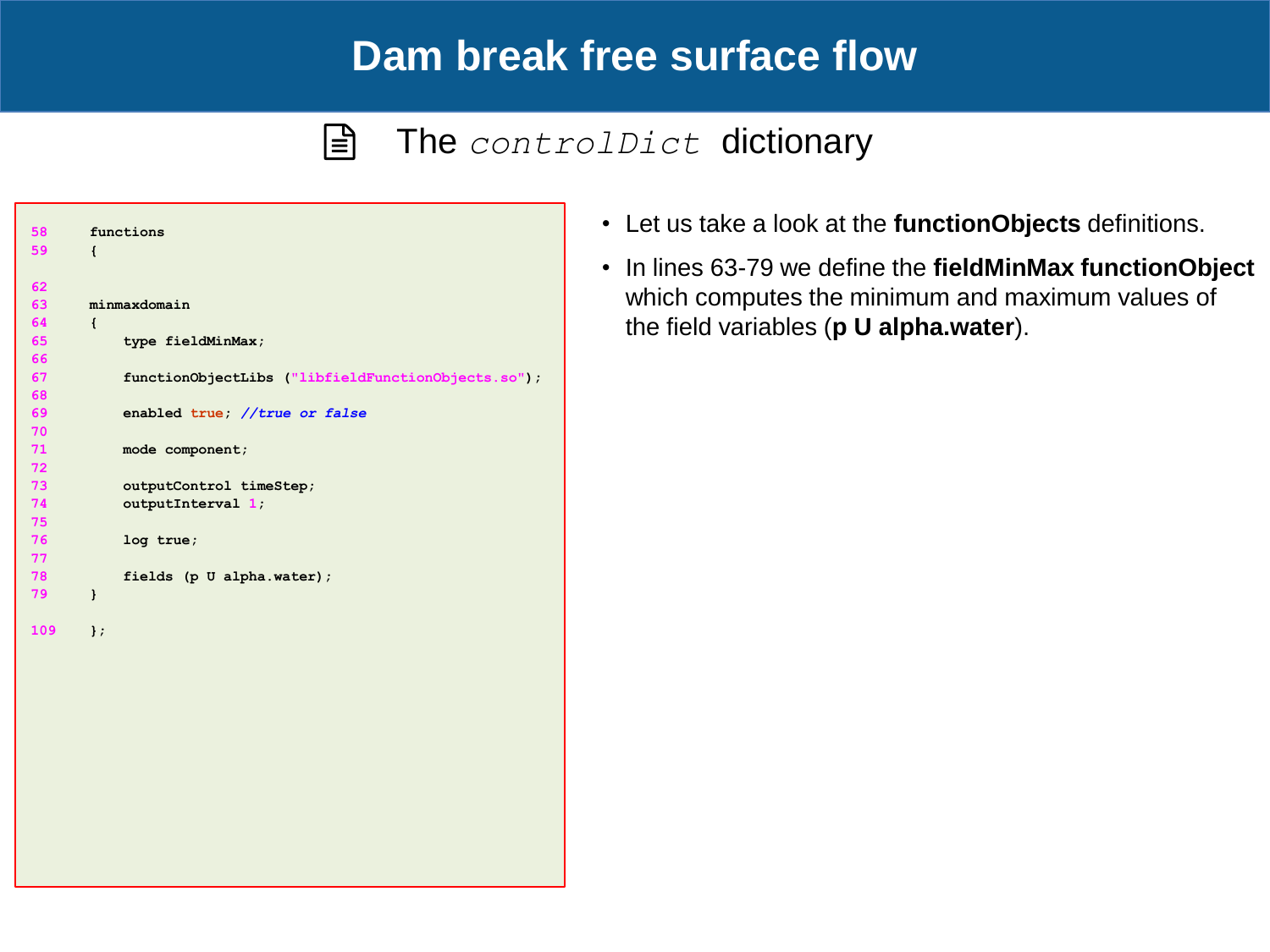# Dam break free surface flow

## The *controlDict* dictionary

```
58     functions
59     {

62
63     minmaxdomain
64     {
65         type fieldMinMax;
66
67         functionObjectLibs ("libfieldFunctionObjects.so");
68
69         enabled true; //true or false
70
71         mode component;
72
73         outputControl timeStep;
74         outputInterval 1;
75
76         log true;
77
78         fields (p U alpha.water);
79     }

109    };
```

- Let us take a look at the **functionObjects** definitions.
- In lines 63-79 we define the **fieldMinMax functionObject** which computes the minimum and maximum values of the field variables (**p U alpha.water**).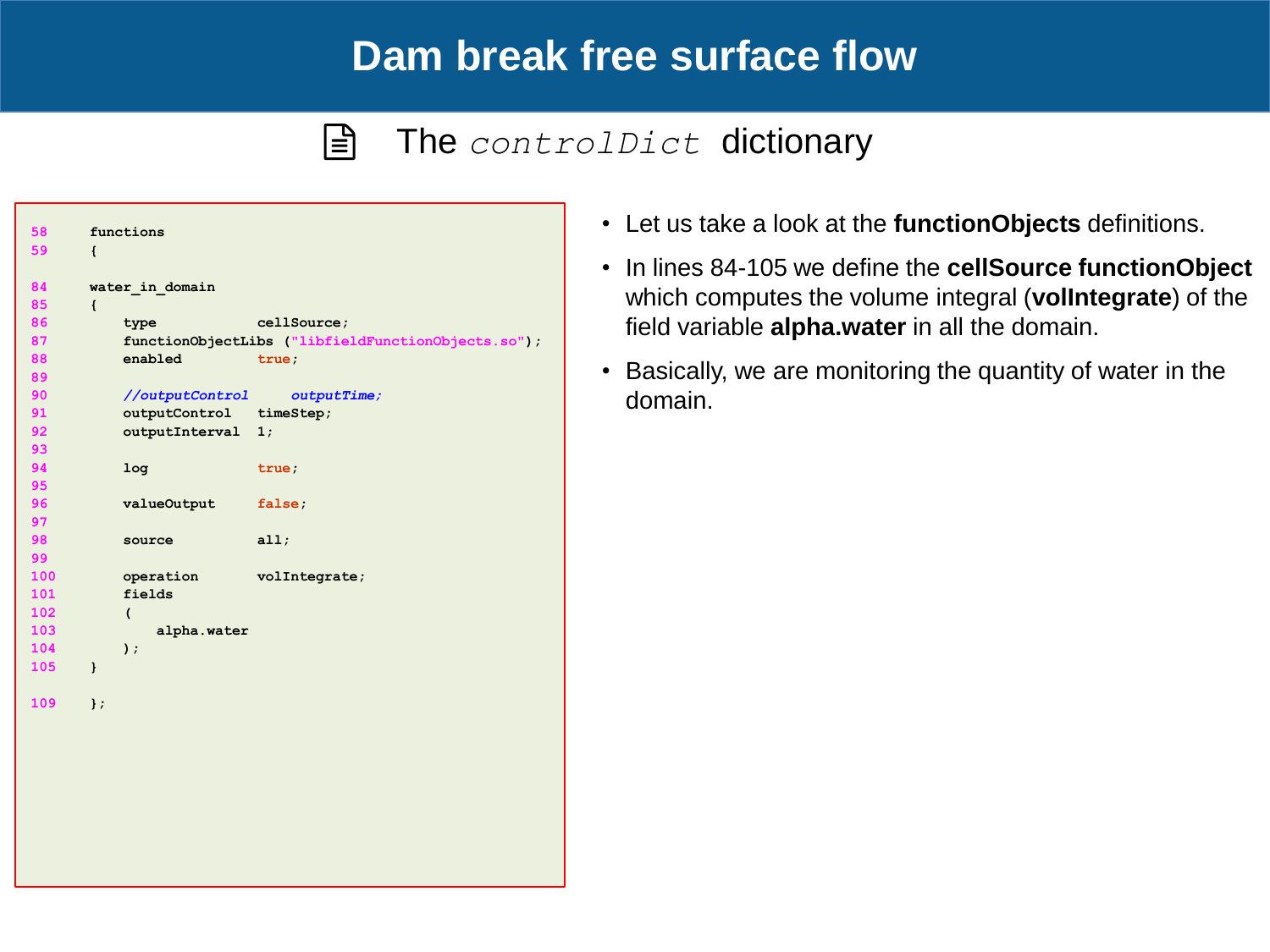# Dam break free surface flow

## The *controlDict* dictionary

```
58      functions
59      {

84      water_in_domain
85      {
86          type            cellSource;
87          functionObjectLibs ("libfieldFunctionObjects.so");
88          enabled         true;
89
90          //outputControl     outputTime;
91          outputControl   timeStep;
92          outputInterval  1;
93
94          log             true;
95
96          valueOutput     false;
97
98          source          all;
99
100         operation       volIntegrate;
101         fields
102         (
103             alpha.water
104         );
105     }

109     };
```

- Let us take a look at the **functionObjects** definitions.
- In lines 84-105 we define the **cellSource functionObject** which computes the volume integral (**volIntegrate**) of the field variable **alpha.water** in all the domain.
- Basically, we are monitoring the quantity of water in the domain.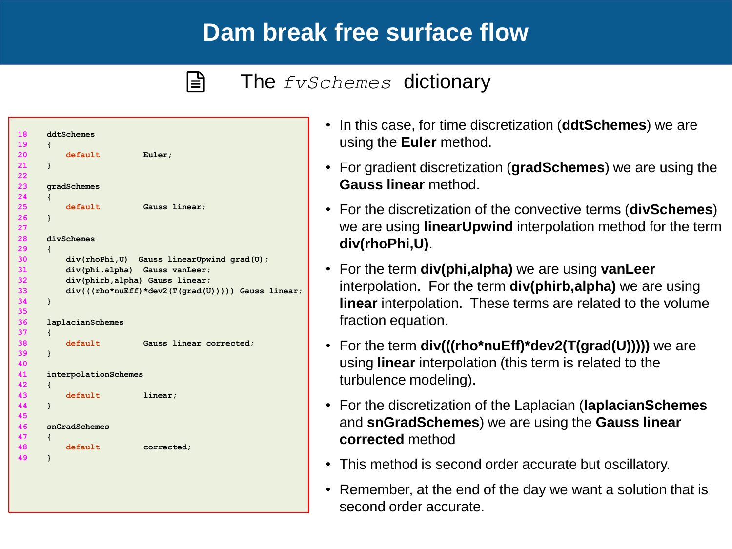# Dam break free surface flow

## The *fvSchemes* dictionary

```
18    ddtSchemes
19    {
20        default         Euler;
21    }
22
23    gradSchemes
24    {
25        default         Gauss linear;
26    }
27
28    divSchemes
29    {
30        div(rhoPhi,U)  Gauss linearUpwind grad(U);
31        div(phi,alpha)  Gauss vanLeer;
32        div(phirb,alpha) Gauss linear;
33        div(((rho*nuEff)*dev2(T(grad(U))))) Gauss linear;
34    }
35
36    laplacianSchemes
37    {
38        default         Gauss linear corrected;
39    }
40
41    interpolationSchemes
42    {
43        default         linear;
44    }
45
46    snGradSchemes
47    {
48        default         corrected;
49    }
```

- In this case, for time discretization (**ddtSchemes**) we are using the **Euler** method.
- For gradient discretization (**gradSchemes**) we are using the **Gauss linear** method.
- For the discretization of the convective terms (**divSchemes**) we are using **linearUpwind** interpolation method for the term **div(rhoPhi,U)**.
- For the term **div(phi,alpha)** we are using **vanLeer** interpolation. For the term **div(phirb,alpha)** we are using **linear** interpolation. These terms are related to the volume fraction equation.
- For the term **div(((rho*nuEff)*dev2(T(grad(U)))))** we are using **linear** interpolation (this term is related to the turbulence modeling).
- For the discretization of the Laplacian (**laplacianSchemes** and **snGradSchemes**) we are using the **Gauss linear corrected** method
- This method is second order accurate but oscillatory.
- Remember, at the end of the day we want a solution that is second order accurate.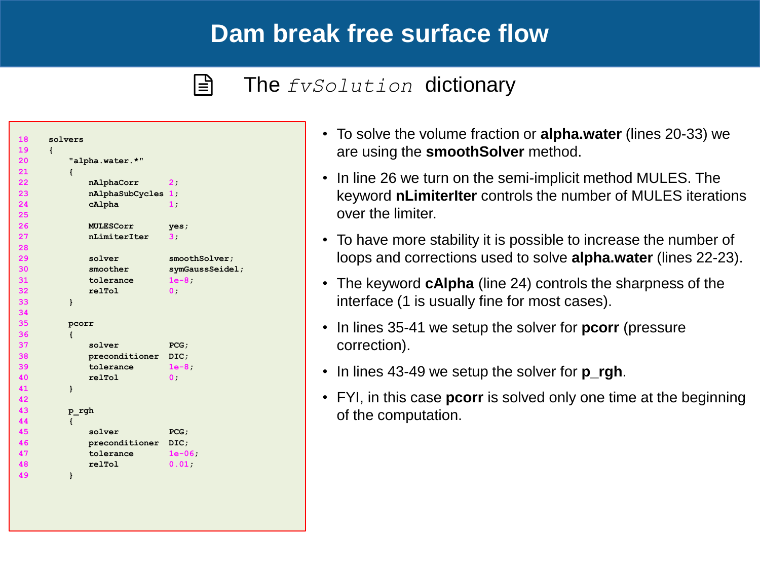# Dam break free surface flow

## The *fvSolution* dictionary

```
18  solvers
19  {
20      "alpha.water.*"
21      {
22          nAlphaCorr      2;
23          nAlphaSubCycles 1;
24          cAlpha          1;
25
26          MULESCorr       yes;
27          nLimiterIter    3;
28
29          solver          smoothSolver;
30          smoother        symGaussSeidel;
31          tolerance       1e-8;
32          relTol          0;
33      }
34
35      pcorr
36      {
37          solver          PCG;
38          preconditioner  DIC;
39          tolerance       1e-8;
40          relTol          0;
41      }
42
43      p_rgh
44      {
45          solver          PCG;
46          preconditioner  DIC;
47          tolerance       1e-06;
48          relTol          0.01;
49      }
```

- To solve the volume fraction or **alpha.water** (lines 20-33) we are using the **smoothSolver** method.
- In line 26 we turn on the semi-implicit method MULES. The keyword **nLimiterIter** controls the number of MULES iterations over the limiter.
- To have more stability it is possible to increase the number of loops and corrections used to solve **alpha.water** (lines 22-23).
- The keyword **cAlpha** (line 24) controls the sharpness of the interface (1 is usually fine for most cases).
- In lines 35-41 we setup the solver for **pcorr** (pressure correction).
- In lines 43-49 we setup the solver for **p_rgh**.
- FYI, in this case **pcorr** is solved only one time at the beginning of the computation.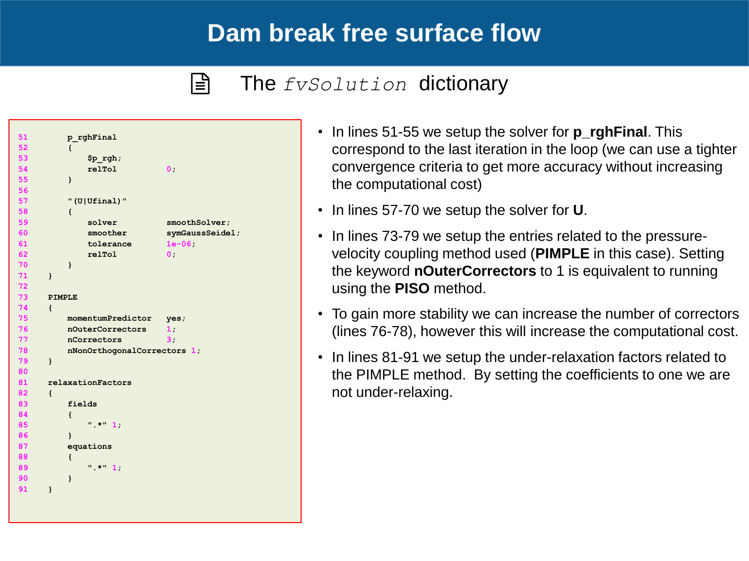# Dam break free surface flow

## The *fvSolution* dictionary

```
51        p_rghFinal
52        {
53            $p_rgh;
54            relTol          0;
55        }
56
57        "(U|Ufinal)"
58        {
59            solver          smoothSolver;
60            smoother        symGaussSeidel;
61            tolerance       1e-06;
62            relTol          0;
70        }
71    }
72
73    PIMPLE
74    {
75        momentumPredictor   yes;
76        nOuterCorrectors    1;
77        nCorrectors         3;
78        nNonOrthogonalCorrectors 1;
79    }
80
81    relaxationFactors
82    {
83        fields
84        {
85            ".*" 1;
86        }
87        equations
88        {
89            ".*" 1;
90        }
91    }
```

- In lines 51-55 we setup the solver for **p_rghFinal**. This correspond to the last iteration in the loop (we can use a tighter convergence criteria to get more accuracy without increasing the computational cost)
- In lines 57-70 we setup the solver for **U**.
- In lines 73-79 we setup the entries related to the pressure-velocity coupling method used (**PIMPLE** in this case). Setting the keyword **nOuterCorrectors** to 1 is equivalent to running using the **PISO** method.
- To gain more stability we can increase the number of correctors (lines 76-78), however this will increase the computational cost.
- In lines 81-91 we setup the under-relaxation factors related to the PIMPLE method. By setting the coefficients to one we are not under-relaxing.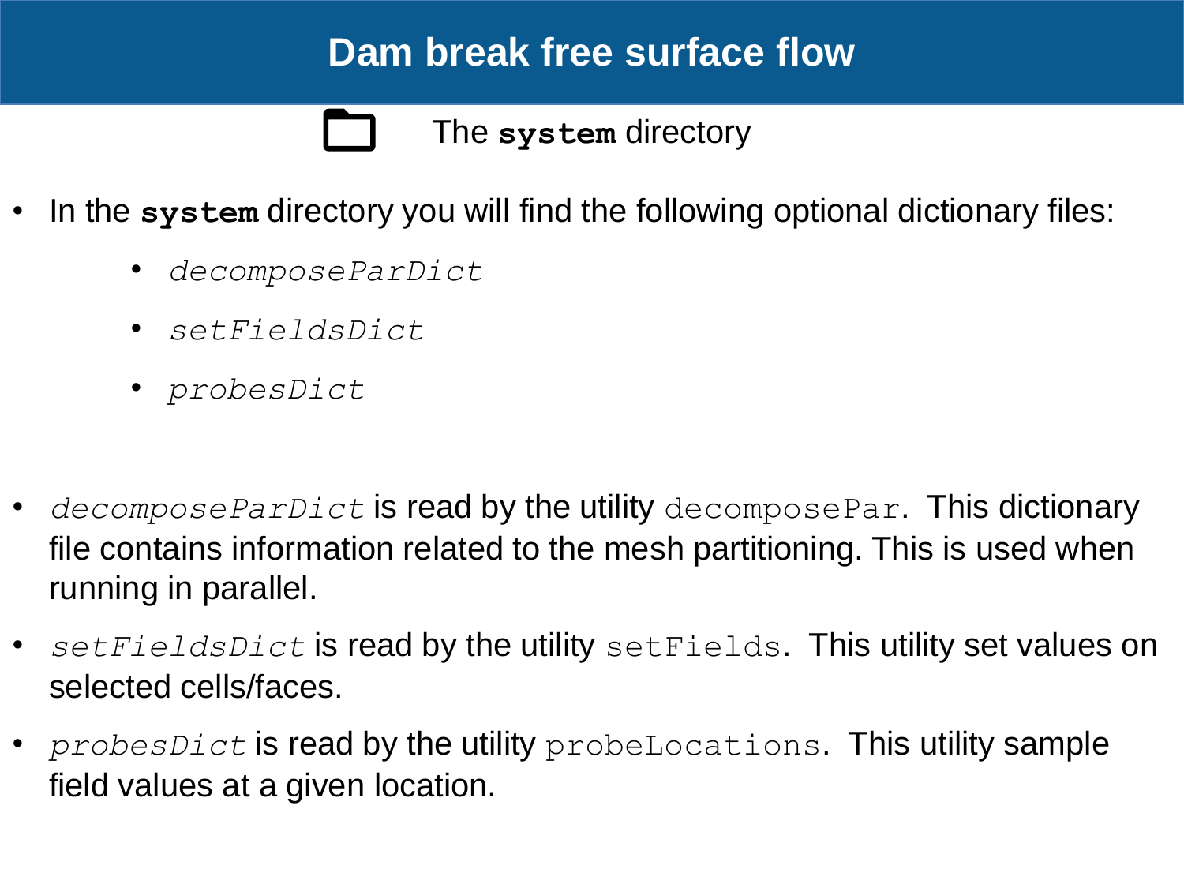# Dam break free surface flow

The **`system`** directory

- In the **`system`** directory you will find the following optional dictionary files:
  - *decomposeParDict*
  - *setFieldsDict*
  - *probesDict*

- *decomposeParDict* is read by the utility `decomposePar`. This dictionary file contains information related to the mesh partitioning. This is used when running in parallel.
- *setFieldsDict* is read by the utility `setFields`. This utility set values on selected cells/faces.
- *probesDict* is read by the utility `probeLocations`. This utility sample field values at a given location.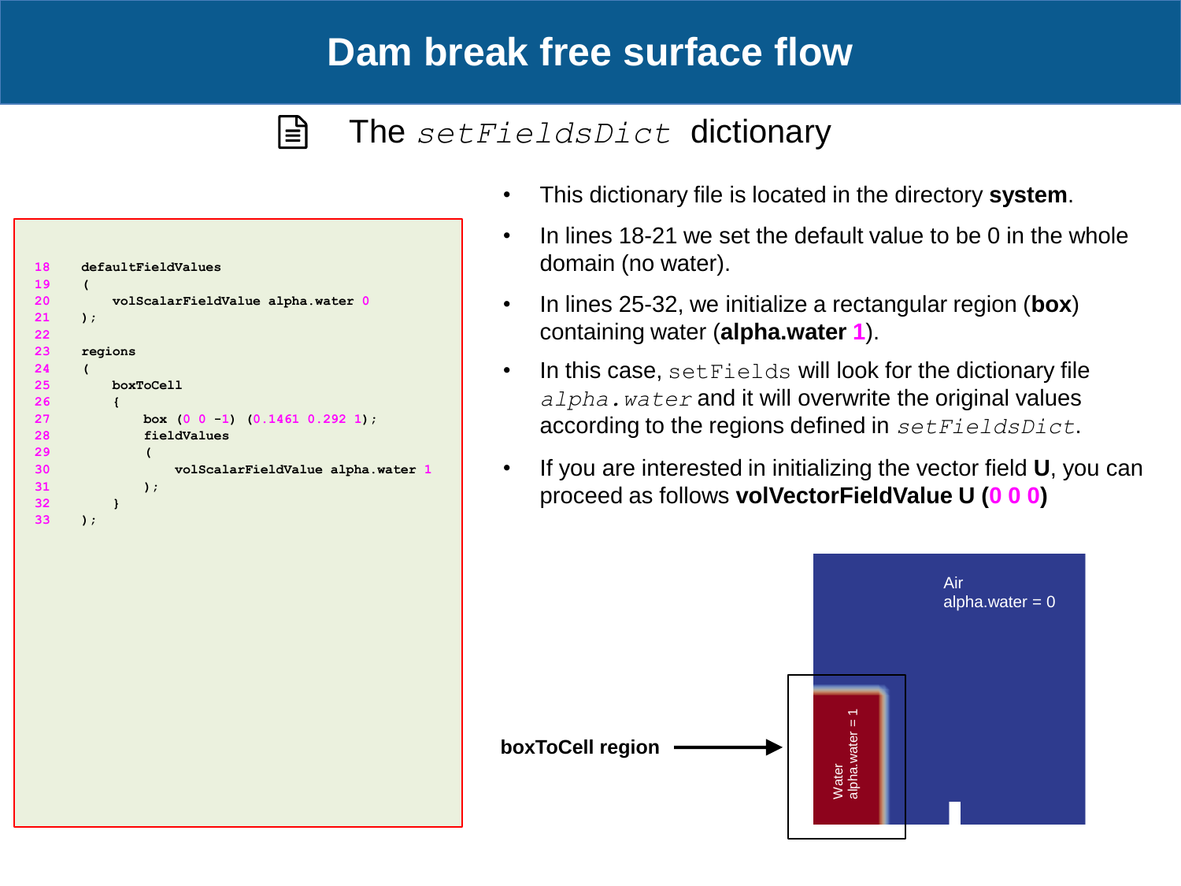# Dam break free surface flow

## The *setFieldsDict* dictionary

```
18    defaultFieldValues
19    (
20        volScalarFieldValue alpha.water 0
21    );
22
23    regions
24    (
25        boxToCell
26        {
27            box (0 0 -1) (0.1461 0.292 1);
28            fieldValues
29            (
30                volScalarFieldValue alpha.water 1
31            );
32        }
33    );
```

- This dictionary file is located in the directory **system**.
- In lines 18-21 we set the default value to be 0 in the whole domain (no water).
- In lines 25-32, we initialize a rectangular region (**box**) containing water (**alpha.water 1**).
- In this case, `setFields` will look for the dictionary file *alpha.water* and it will overwrite the original values according to the regions defined in *setFieldsDict*.
- If you are interested in initializing the vector field **U**, you can proceed as follows **volVectorFieldValue U (0 0 0)**

Air
alpha.water = 0

Water
alpha.water = 1

**boxToCell region**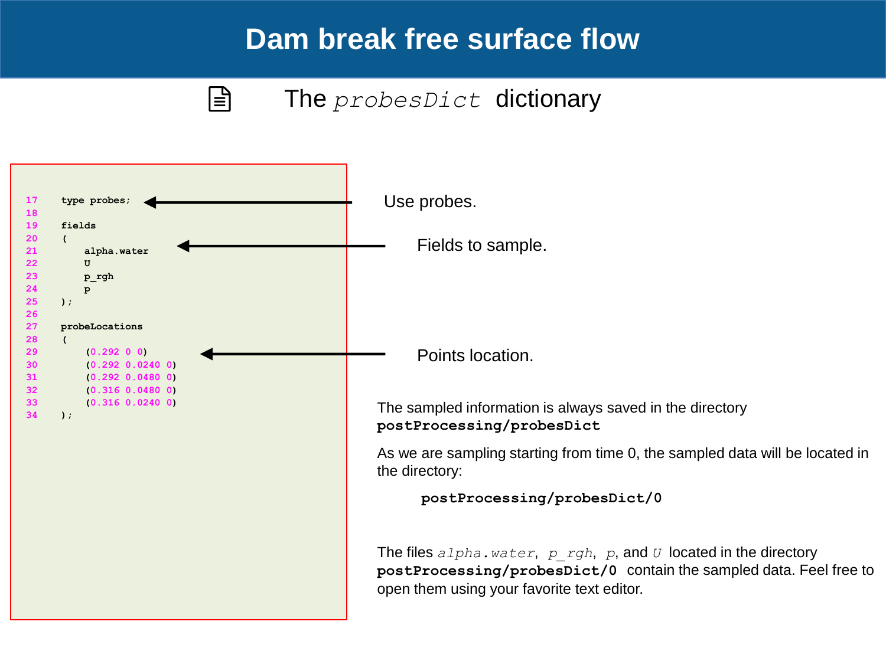# Dam break free surface flow

## The *probesDict* dictionary

```
17    type probes;
18
19    fields
20    (
21        alpha.water
22        U
23        p_rgh
24        p
25    );
26
27    probeLocations
28    (
29        (0.292 0 0)
30        (0.292 0.0240 0)
31        (0.292 0.0480 0)
32        (0.316 0.0480 0)
33        (0.316 0.0240 0)
34    );
```

Use probes.

Fields to sample.

Points location.

The sampled information is always saved in the directory **postProcessing/probesDict**

As we are sampling starting from time 0, the sampled data will be located in the directory:

**postProcessing/probesDict/0**

The files *alpha.water*, *p_rgh*, *p*, and *U* located in the directory **postProcessing/probesDict/0** contain the sampled data. Feel free to open them using your favorite text editor.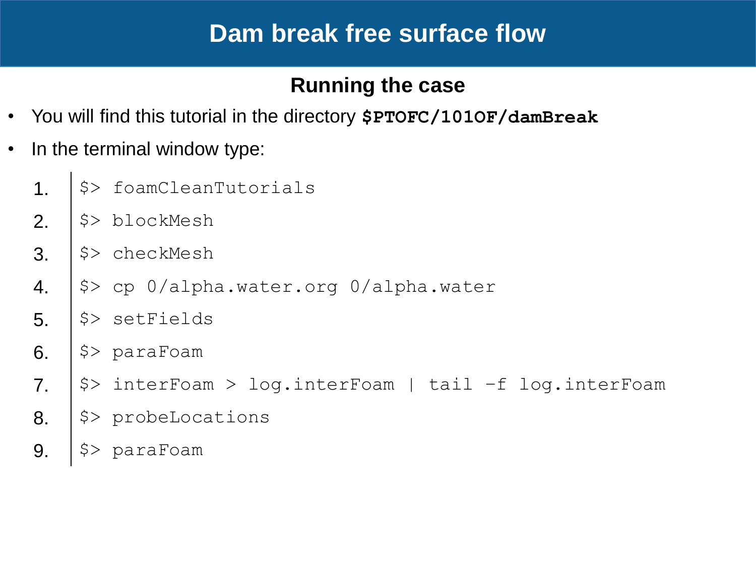# Dam break free surface flow

## Running the case

- You will find this tutorial in the directory **$PTOFC/101OF/damBreak**
- In the terminal window type:

1. `$> foamCleanTutorials`
2. `$> blockMesh`
3. `$> checkMesh`
4. `$> cp 0/alpha.water.org 0/alpha.water`
5. `$> setFields`
6. `$> paraFoam`
7. `$> interFoam > log.interFoam | tail –f log.interFoam`
8. `$> probeLocations`
9. `$> paraFoam`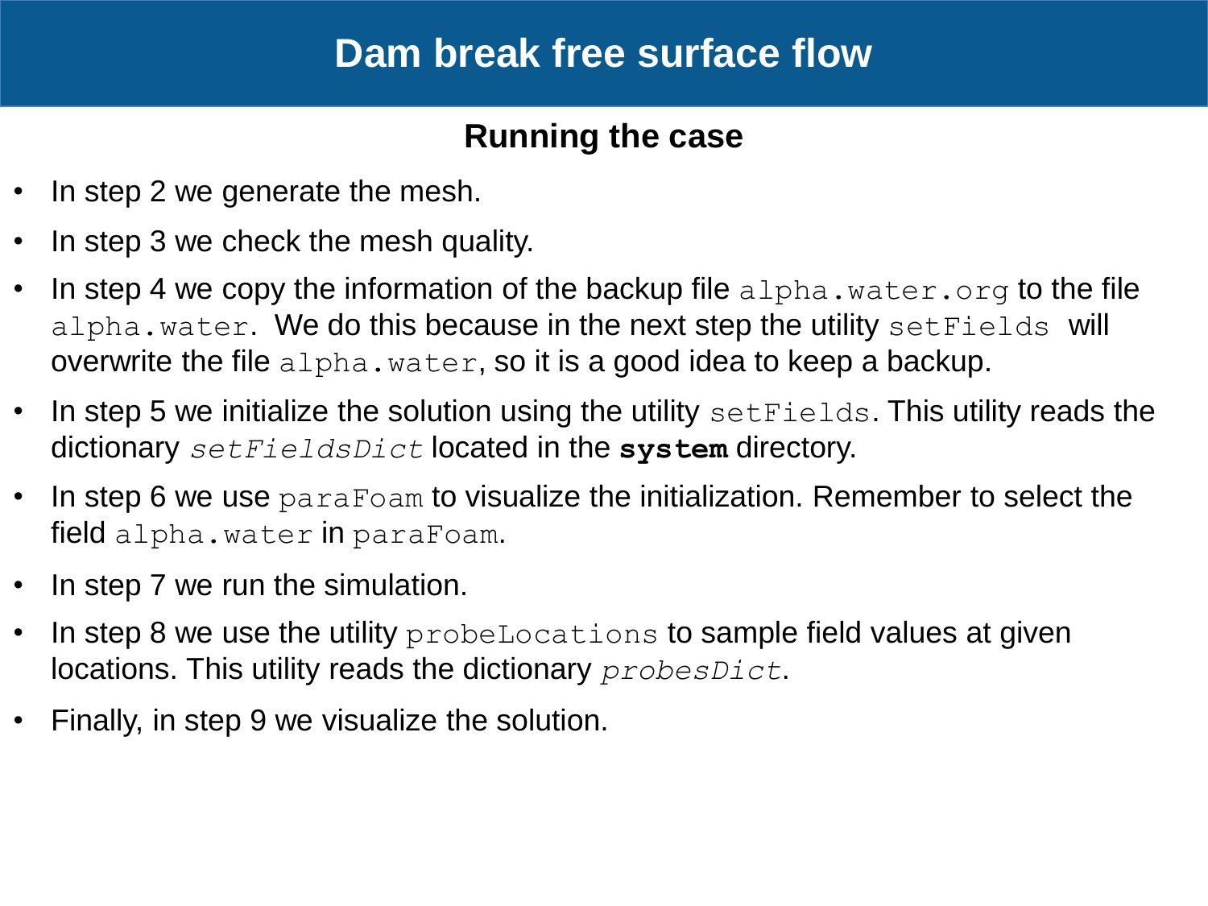# Dam break free surface flow

## Running the case

- In step 2 we generate the mesh.
- In step 3 we check the mesh quality.
- In step 4 we copy the information of the backup file `alpha.water.org` to the file `alpha.water`. We do this because in the next step the utility `setFields` will overwrite the file `alpha.water`, so it is a good idea to keep a backup.
- In step 5 we initialize the solution using the utility `setFields`. This utility reads the dictionary *`setFieldsDict`* located in the **`system`** directory.
- In step 6 we use `paraFoam` to visualize the initialization. Remember to select the field `alpha.water` in `paraFoam`.
- In step 7 we run the simulation.
- In step 8 we use the utility `probeLocations` to sample field values at given locations. This utility reads the dictionary *`probesDict`*.
- Finally, in step 9 we visualize the solution.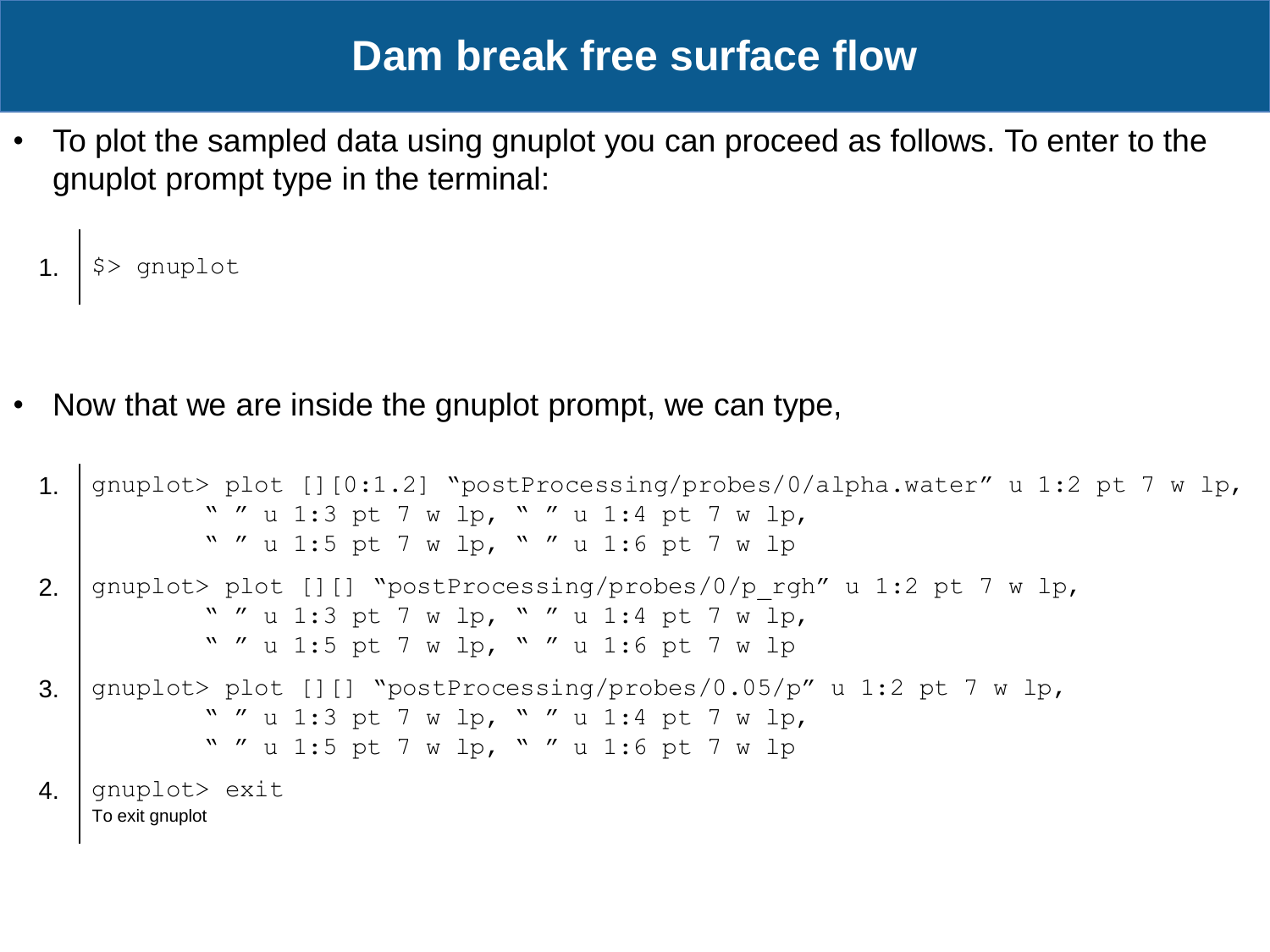# Dam break free surface flow

- To plot the sampled data using gnuplot you can proceed as follows. To enter to the gnuplot prompt type in the terminal:

```
1.  $> gnuplot
```

- Now that we are inside the gnuplot prompt, we can type,

```
1.  gnuplot> plot [][0:1.2] "postProcessing/probes/0/alpha.water" u 1:2 pt 7 w lp,
            " " u 1:3 pt 7 w lp, " " u 1:4 pt 7 w lp,
            " " u 1:5 pt 7 w lp, " " u 1:6 pt 7 w lp
2.  gnuplot> plot [][] "postProcessing/probes/0/p_rgh" u 1:2 pt 7 w lp,
            " " u 1:3 pt 7 w lp, " " u 1:4 pt 7 w lp,
            " " u 1:5 pt 7 w lp, " " u 1:6 pt 7 w lp
3.  gnuplot> plot [][] "postProcessing/probes/0.05/p" u 1:2 pt 7 w lp,
            " " u 1:3 pt 7 w lp, " " u 1:4 pt 7 w lp,
            " " u 1:5 pt 7 w lp, " " u 1:6 pt 7 w lp
4.  gnuplot> exit
```

To exit gnuplot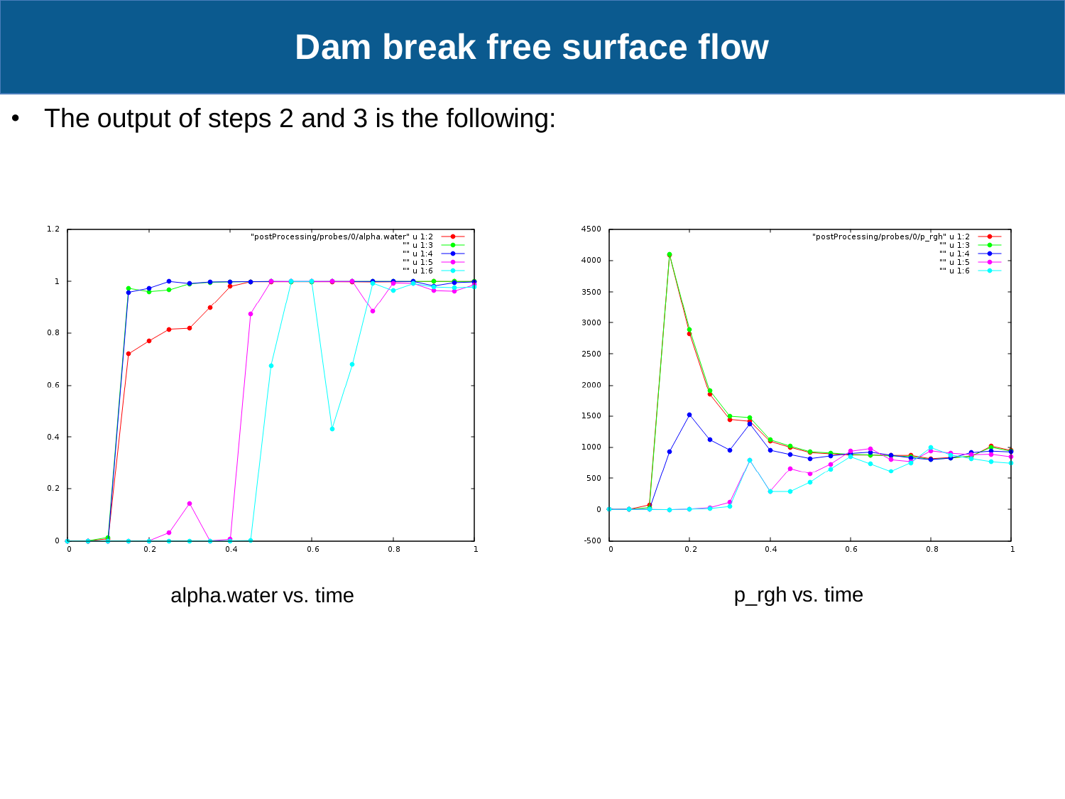# Dam break free surface flow

- The output of steps 2 and 3 is the following:

alpha.water vs. time

p_rgh vs. time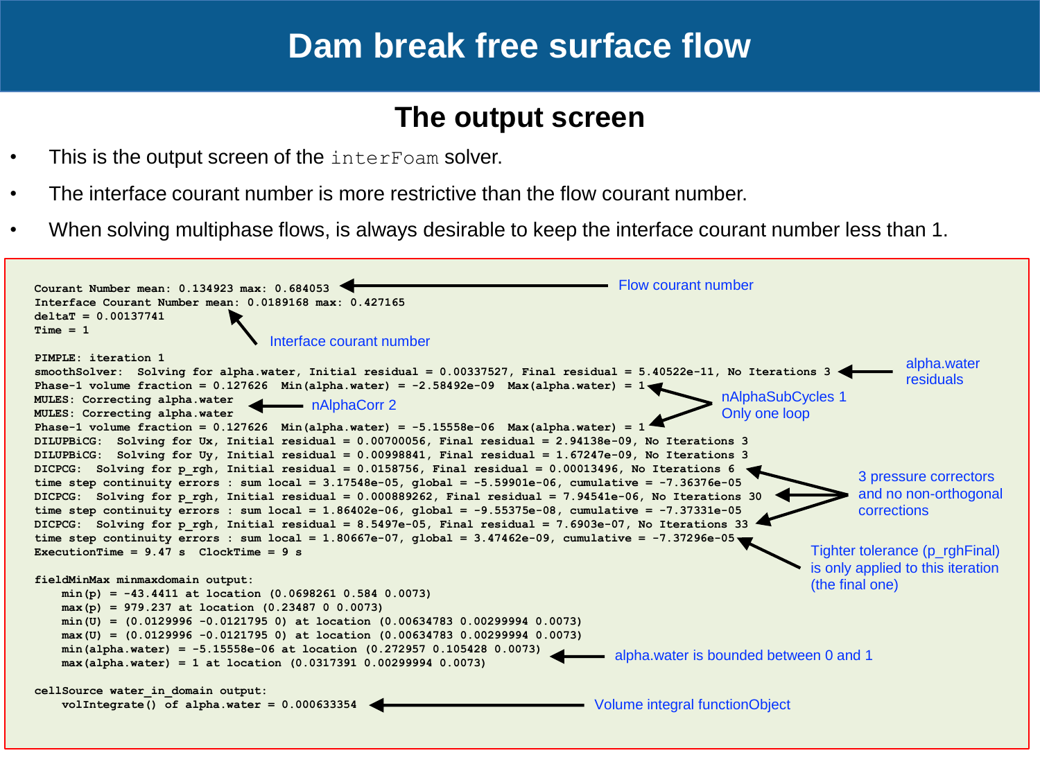# Dam break free surface flow

## The output screen

- This is the output screen of the `interFoam` solver.
- The interface courant number is more restrictive than the flow courant number.
- When solving multiphase flows, is always desirable to keep the interface courant number less than 1.

```
Courant Number mean: 0.134923 max: 0.684053
Interface Courant Number mean: 0.0189168 max: 0.427165
deltaT = 0.00137741
Time = 1

PIMPLE: iteration 1
smoothSolver:  Solving for alpha.water, Initial residual = 0.00337527, Final residual = 5.40522e-11, No Iterations 3
Phase-1 volume fraction = 0.127626  Min(alpha.water) = -2.58492e-09  Max(alpha.water) = 1
MULES: Correcting alpha.water
MULES: Correcting alpha.water
Phase-1 volume fraction = 0.127626  Min(alpha.water) = -5.15558e-06  Max(alpha.water) = 1
DILUPBiCG:  Solving for Ux, Initial residual = 0.00700056, Final residual = 2.94138e-09, No Iterations 3
DILUPBiCG:  Solving for Uy, Initial residual = 0.00998841, Final residual = 1.67247e-09, No Iterations 3
DICPCG:  Solving for p_rgh, Initial residual = 0.0158756, Final residual = 0.00013496, No Iterations 6
time step continuity errors : sum local = 3.17548e-05, global = -5.59901e-06, cumulative = -7.36376e-05
DICPCG:  Solving for p_rgh, Initial residual = 0.000889262, Final residual = 7.94541e-06, No Iterations 30
time step continuity errors : sum local = 1.86402e-06, global = -9.55375e-08, cumulative = -7.37331e-05
DICPCG:  Solving for p_rgh, Initial residual = 8.5497e-05, Final residual = 7.6903e-07, No Iterations 33
time step continuity errors : sum local = 1.80667e-07, global = 3.47462e-09, cumulative = -7.37296e-05
ExecutionTime = 9.47 s  ClockTime = 9 s

fieldMinMax minmaxdomain output:
    min(p) = -43.4411 at location (0.0698261 0.584 0.0073)
    max(p) = 979.237 at location (0.23487 0 0.0073)
    min(U) = (0.0129996 -0.0121795 0) at location (0.00634783 0.00299994 0.0073)
    max(U) = (0.0129996 -0.0121795 0) at location (0.00634783 0.00299994 0.0073)
    min(alpha.water) = -5.15558e-06 at location (0.272957 0.105428 0.0073)
    max(alpha.water) = 1 at location (0.0317391 0.00299994 0.0073)

cellSource water_in_domain output:
    volIntegrate() of alpha.water = 0.000633354
```

Annotations:

- Flow courant number (Courant Number line)
- Interface courant number (Interface Courant Number line)
- alpha.water residuals (smoothSolver line)
- nAlphaCorr 2 (MULES: Correcting alpha.water lines)
- nAlphaSubCycles 1 – Only one loop (Phase-1 volume fraction lines)
- 3 pressure correctors and no non-orthogonal corrections (DICPCG p_rgh lines)
- Tighter tolerance (p_rghFinal) is only applied to this iteration (the final one)
- alpha.water is bounded between 0 and 1 (min/max alpha.water)
- Volume integral functionObject (volIntegrate() of alpha.water)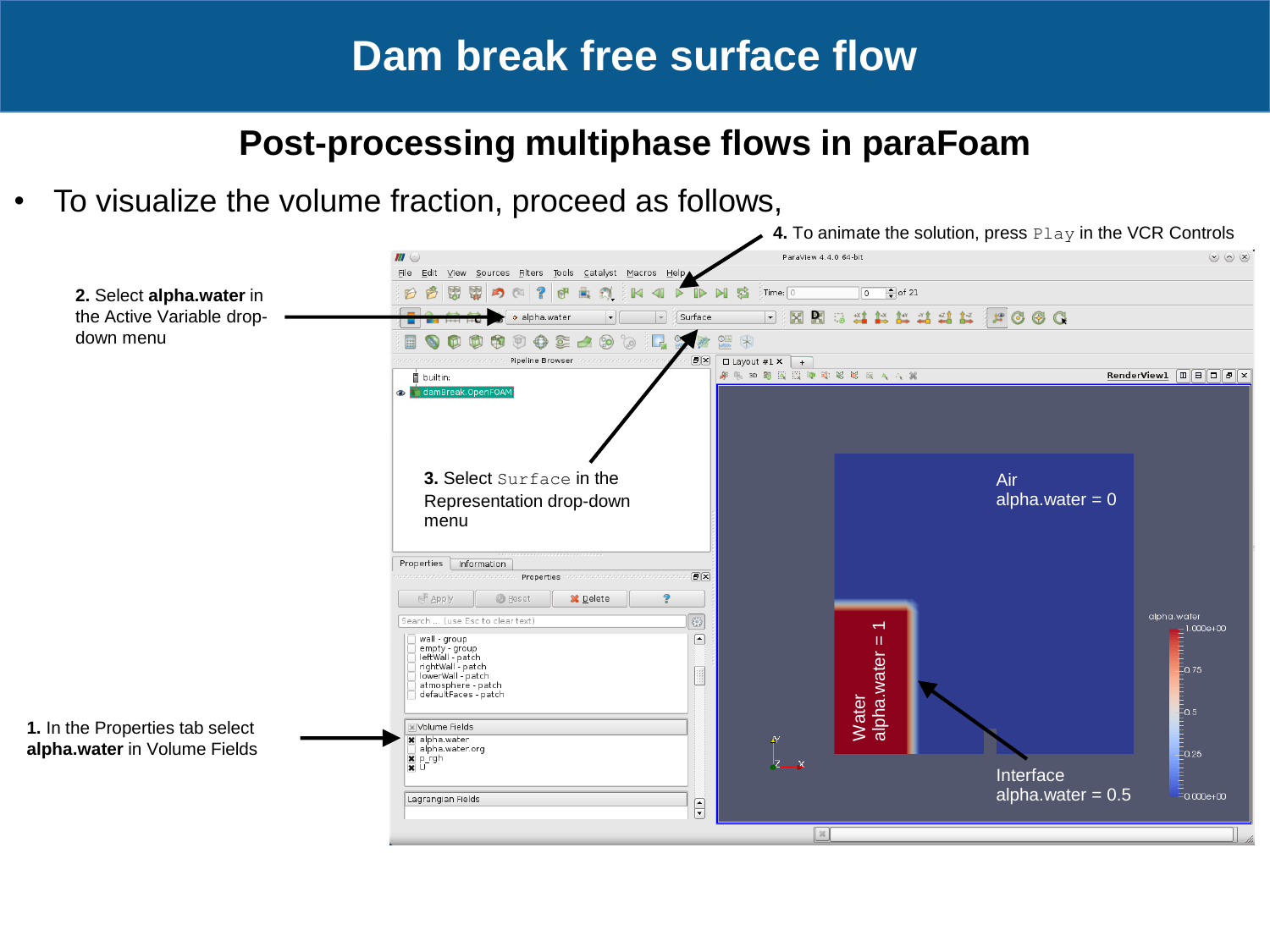# Dam break free surface flow

## Post-processing multiphase flows in paraFoam

- To visualize the volume fraction, proceed as follows,

**1.** In the Properties tab select **alpha.water** in Volume Fields

**2.** Select **alpha.water** in the Active Variable drop-down menu

**3.** Select `Surface` in the Representation drop-down menu

**4.** To animate the solution, press `Play` in the VCR Controls

Air
alpha.water = 0

Water
alpha.water = 1

Interface
alpha.water = 0.5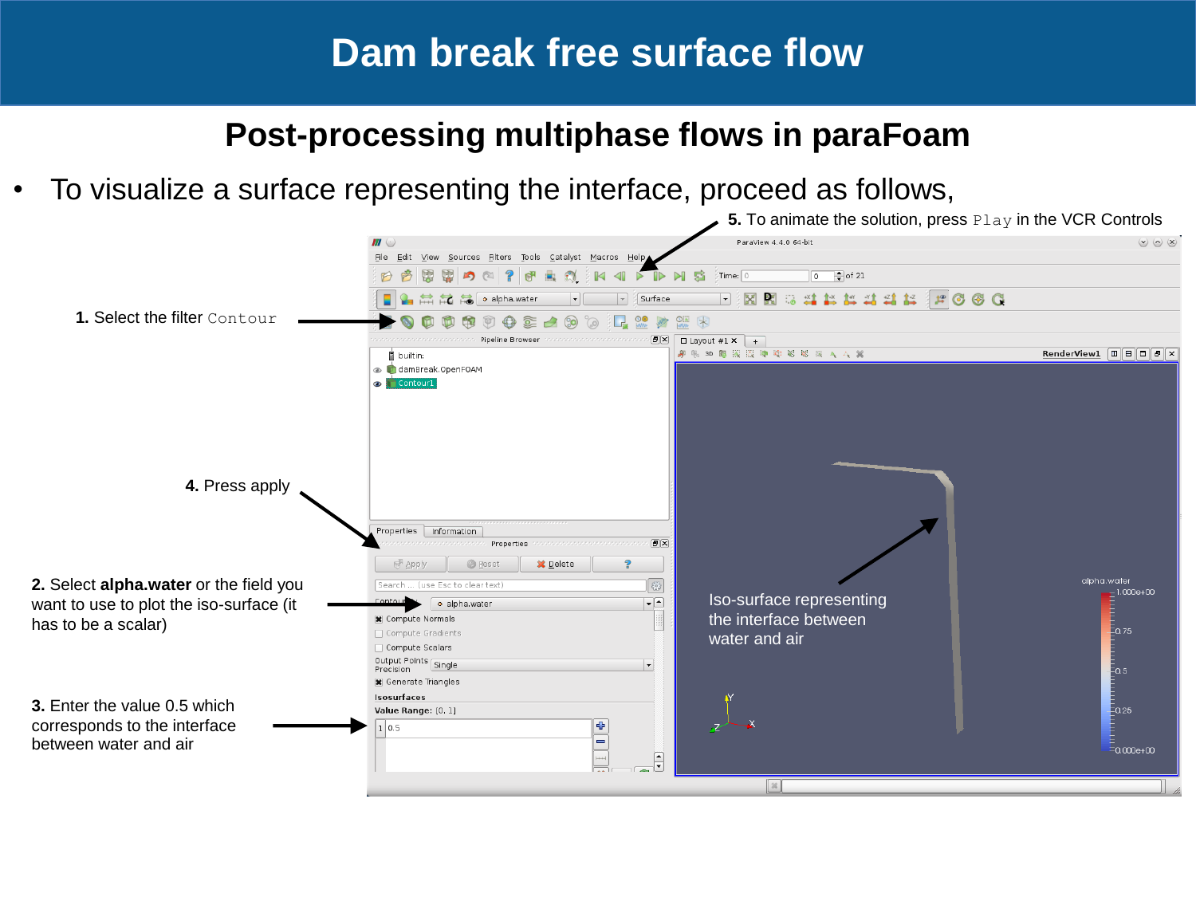# Dam break free surface flow

## Post-processing multiphase flows in paraFoam

- To visualize a surface representing the interface, proceed as follows,

**1.** Select the filter `Contour`

**2.** Select **alpha.water** or the field you want to use to plot the iso-surface (it has to be a scalar)

**3.** Enter the value 0.5 which corresponds to the interface between water and air

**4.** Press apply

**5.** To animate the solution, press `Play` in the VCR Controls

Iso-surface representing the interface between water and air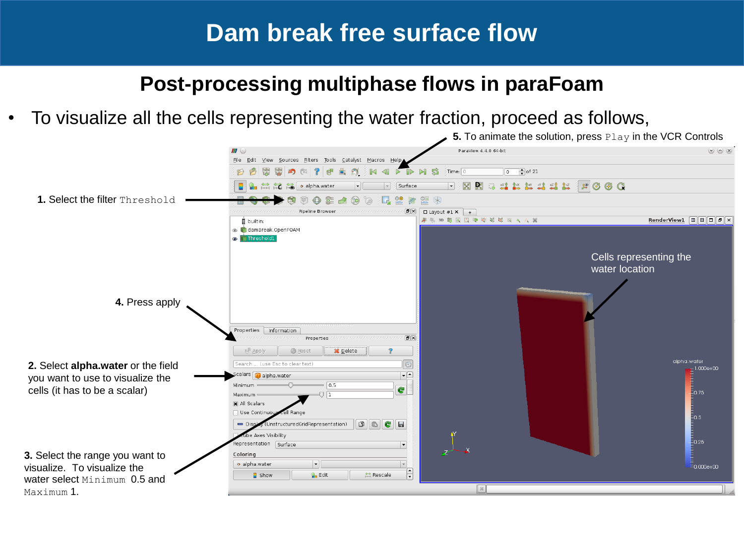# Dam break free surface flow

## Post-processing multiphase flows in paraFoam

- To visualize all the cells representing the water fraction, proceed as follows,

**1.** Select the filter `Threshold`

**2.** Select **alpha.water** or the field you want to use to visualize the cells (it has to be a scalar)

**3.** Select the range you want to visualize. To visualize the water select `Minimum` 0.5 and `Maximum` 1.

**4.** Press apply

**5.** To animate the solution, press `Play` in the VCR Controls

Cells representing the water location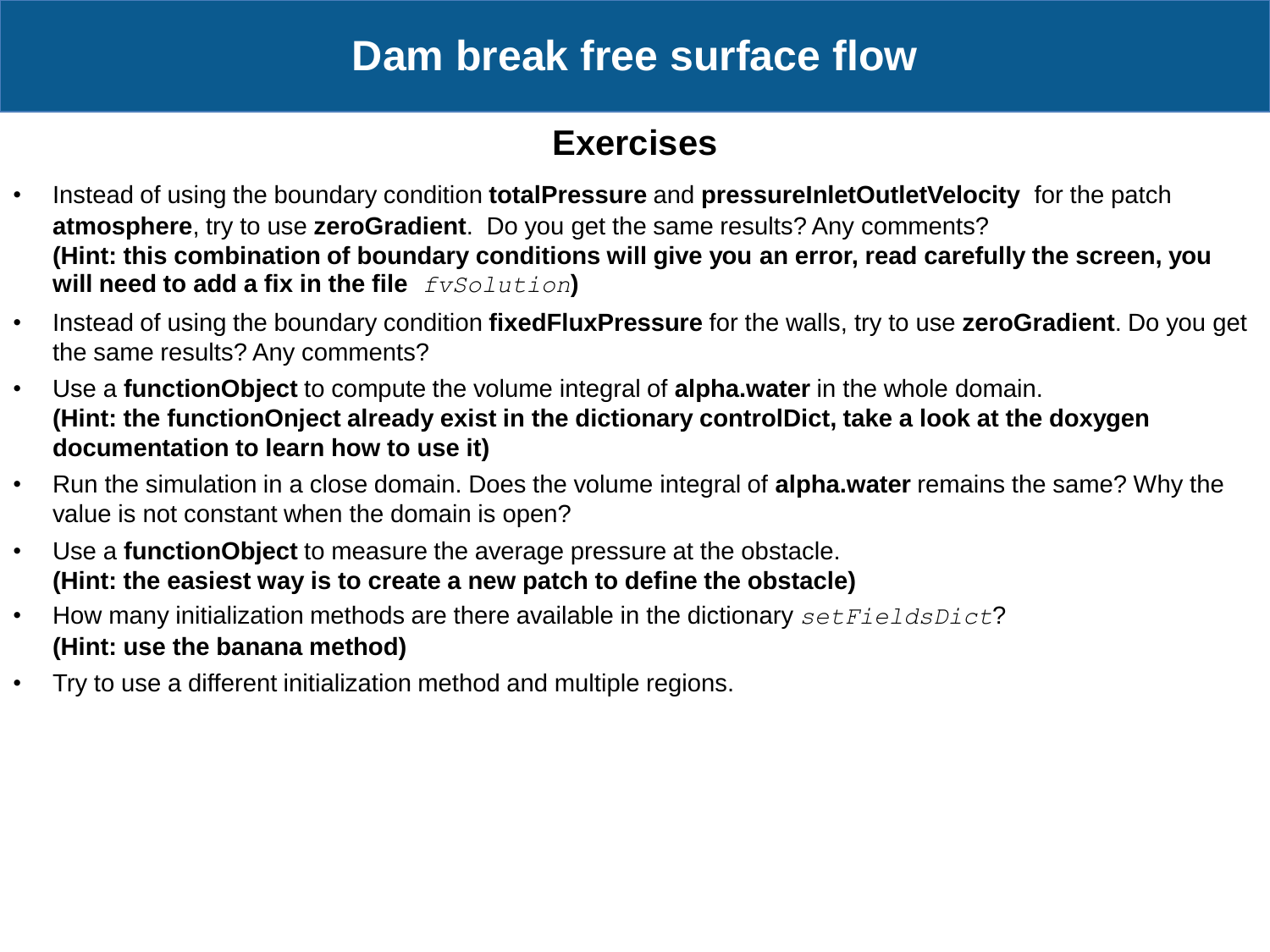# Dam break free surface flow

## Exercises

- Instead of using the boundary condition **totalPressure** and **pressureInletOutletVelocity** for the patch **atmosphere**, try to use **zeroGradient**. Do you get the same results? Any comments?
  **(Hint: this combination of boundary conditions will give you an error, read carefully the screen, you will need to add a fix in the file** *fvSolution***)**
- Instead of using the boundary condition **fixedFluxPressure** for the walls, try to use **zeroGradient**. Do you get the same results? Any comments?
- Use a **functionObject** to compute the volume integral of **alpha.water** in the whole domain.
  **(Hint: the functionOnject already exist in the dictionary controlDict, take a look at the doxygen documentation to learn how to use it)**
- Run the simulation in a close domain. Does the volume integral of **alpha.water** remains the same? Why the value is not constant when the domain is open?
- Use a **functionObject** to measure the average pressure at the obstacle.
  **(Hint: the easiest way is to create a new patch to define the obstacle)**
- How many initialization methods are there available in the dictionary *setFieldsDict*?
  **(Hint: use the banana method)**
- Try to use a different initialization method and multiple regions.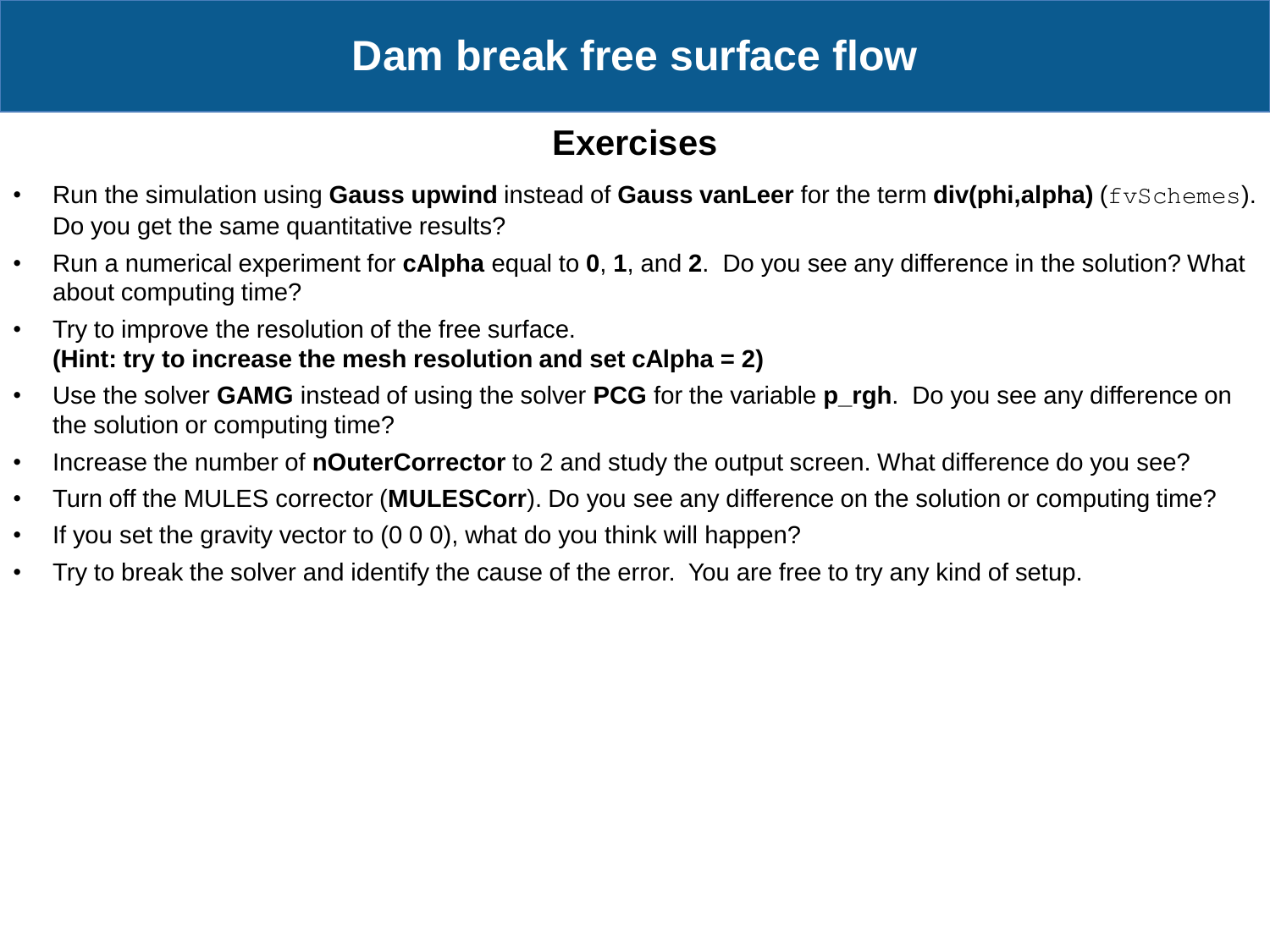# Dam break free surface flow

## Exercises

- Run the simulation using **Gauss upwind** instead of **Gauss vanLeer** for the term **div(phi,alpha)** (`fvSchemes`). Do you get the same quantitative results?
- Run a numerical experiment for **cAlpha** equal to **0**, **1**, and **2**. Do you see any difference in the solution? What about computing time?
- Try to improve the resolution of the free surface.
  **(Hint: try to increase the mesh resolution and set cAlpha = 2)**
- Use the solver **GAMG** instead of using the solver **PCG** for the variable **p_rgh**. Do you see any difference on the solution or computing time?
- Increase the number of **nOuterCorrector** to 2 and study the output screen. What difference do you see?
- Turn off the MULES corrector (**MULESCorr**). Do you see any difference on the solution or computing time?
- If you set the gravity vector to (0 0 0), what do you think will happen?
- Try to break the solver and identify the cause of the error. You are free to try any kind of setup.